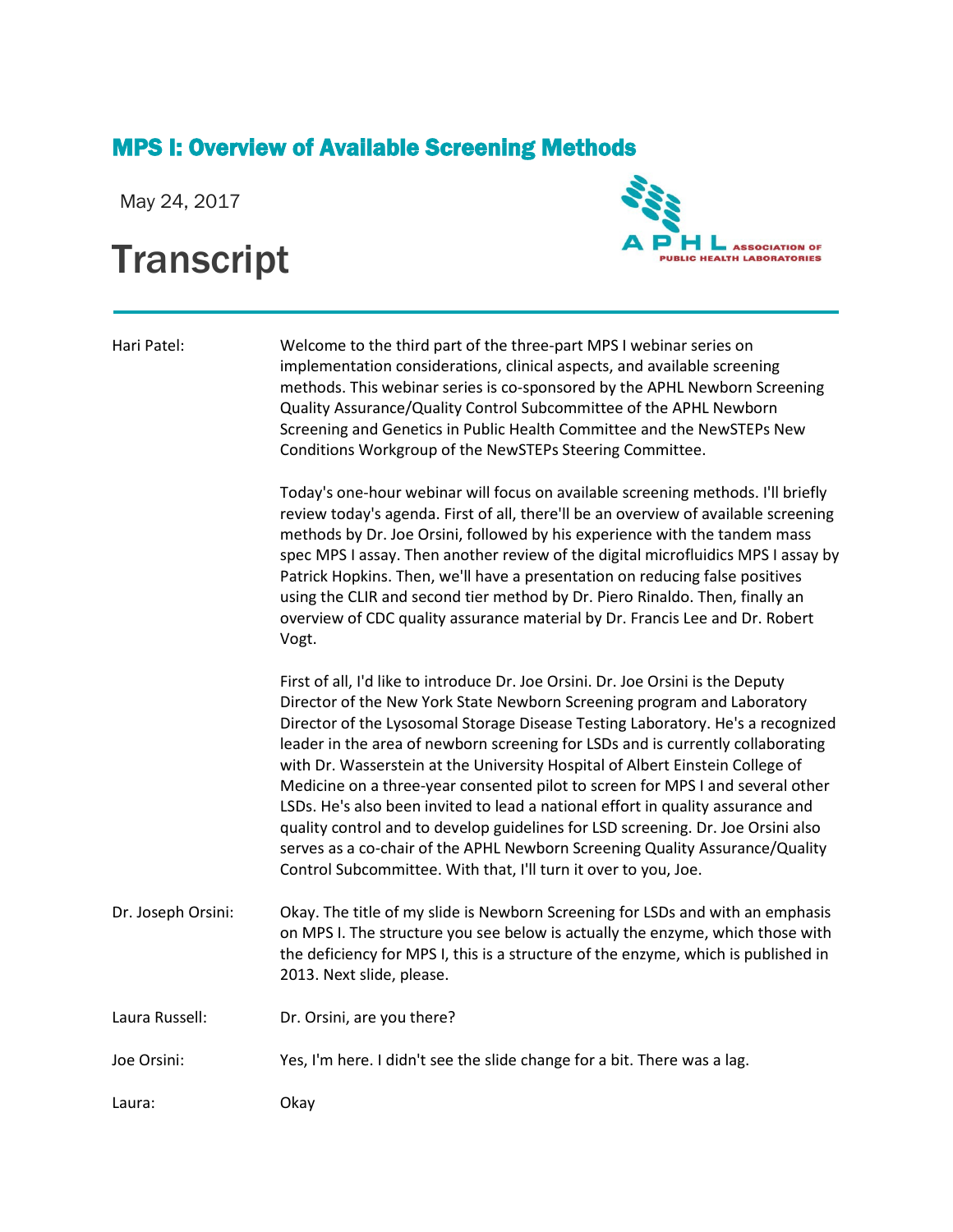# MPS I: Overview of Available Screening Methods

May 24, 2017

# Transcript

ASSOCIATION OF PUBLIC HEALTH LABORATORIES

**Hari Patel:** Welcome to the third part of the three-part MPS I webinar series on implementation considerations, clinical aspects, and available screening methods. This webinar series is co-sponsored by the APHL Newborn Screening Quality Assurance/Quality Control Subcommittee of the APHL Newborn Screening and Genetics in Public Health Committee and the NewSTEPs New Conditions Workgroup of the NewSTEPs Steering Committee.

Today's one-hour webinar will focus on available screening methods. I'll briefly review today's agenda. First of all, there'll be an overview of available screening methods by Dr. Joe Orsini, followed by his experience with the tandem mass spec MPS I assay. Then another review of the digital microfluidics MPS I assay by Patrick Hopkins. Then, we'll have a presentation on reducing false positives using the CLIR and second tier method by Dr. Piero Rinaldo. Then, finally an overview of CDC quality assurance material by Dr. Francis Lee and Dr. Robert Vogt.

First of all, I'd like to introduce Dr. Joe Orsini. Dr. Joe Orsini is the Deputy Director of the New York State Newborn Screening program and Laboratory Director of the Lysosomal Storage Disease Testing Laboratory. He's a recognized leader in the area of newborn screening for LSDs and is currently collaborating with Dr. Wasserstein at the University Hospital of Albert Einstein College of Medicine on a three-year consented pilot to screen for MPS I and several other LSDs. He's also been invited to lead a national effort in quality assurance and quality control and to develop guidelines for LSD screening. Dr. Joe Orsini also serves as a co-chair of the APHL Newborn Screening Quality Assurance/Quality Control Subcommittee. With that, I'll turn it over to you, Joe.

**Dr. Joseph Orsini:** Okay. The title of my slide is Newborn Screening for LSDs and with an emphasis on MPS I. The structure you see below is actually the enzyme, which those with the deficiency for MPS I, this is a structure of the enzyme, which is published in 2013. Next slide, please.

**Laura Russell:** Dr. Orsini, are you there?

**Joe Orsini:** Yes, I'm here. I didn't see the slide change for a bit. There was a lag.

**Laura:** Okay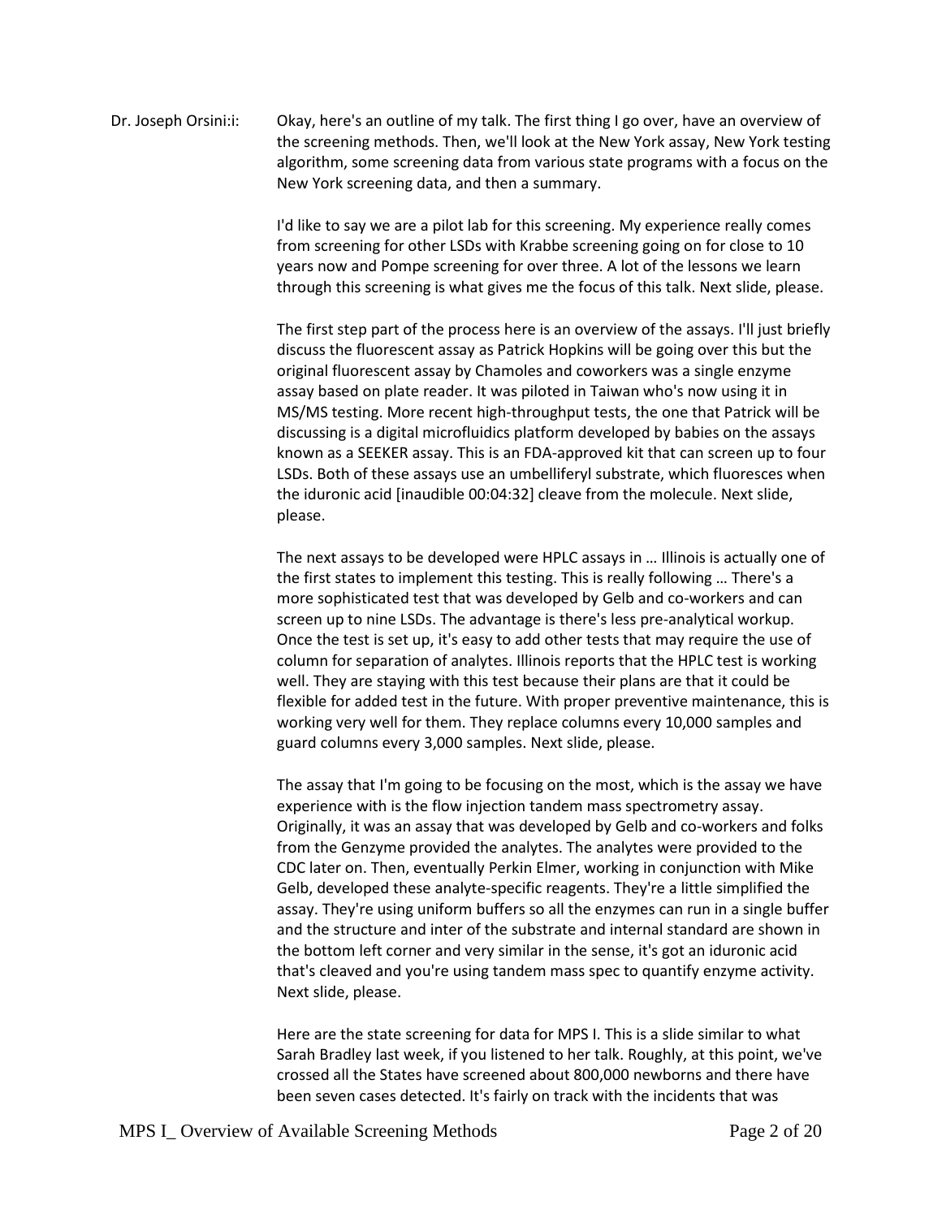Dr. Joseph Orsini:i: Okay, here's an outline of my talk. The first thing I go over, have an overview of the screening methods. Then, we'll look at the New York assay, New York testing algorithm, some screening data from various state programs with a focus on the New York screening data, and then a summary.

I'd like to say we are a pilot lab for this screening. My experience really comes from screening for other LSDs with Krabbe screening going on for close to 10 years now and Pompe screening for over three. A lot of the lessons we learn through this screening is what gives me the focus of this talk. Next slide, please.

The first step part of the process here is an overview of the assays. I'll just briefly discuss the fluorescent assay as Patrick Hopkins will be going over this but the original fluorescent assay by Chamoles and coworkers was a single enzyme assay based on plate reader. It was piloted in Taiwan who's now using it in MS/MS testing. More recent high-throughput tests, the one that Patrick will be discussing is a digital microfluidics platform developed by babies on the assays known as a SEEKER assay. This is an FDA-approved kit that can screen up to four LSDs. Both of these assays use an umbelliferyl substrate, which fluoresces when the iduronic acid [inaudible 00:04:32] cleave from the molecule. Next slide, please.

The next assays to be developed were HPLC assays in … Illinois is actually one of the first states to implement this testing. This is really following … There's a more sophisticated test that was developed by Gelb and co-workers and can screen up to nine LSDs. The advantage is there's less pre-analytical workup. Once the test is set up, it's easy to add other tests that may require the use of column for separation of analytes. Illinois reports that the HPLC test is working well. They are staying with this test because their plans are that it could be flexible for added test in the future. With proper preventive maintenance, this is working very well for them. They replace columns every 10,000 samples and guard columns every 3,000 samples. Next slide, please.

The assay that I'm going to be focusing on the most, which is the assay we have experience with is the flow injection tandem mass spectrometry assay. Originally, it was an assay that was developed by Gelb and co-workers and folks from the Genzyme provided the analytes. The analytes were provided to the CDC later on. Then, eventually Perkin Elmer, working in conjunction with Mike Gelb, developed these analyte-specific reagents. They're a little simplified the assay. They're using uniform buffers so all the enzymes can run in a single buffer and the structure and inter of the substrate and internal standard are shown in the bottom left corner and very similar in the sense, it's got an iduronic acid that's cleaved and you're using tandem mass spec to quantify enzyme activity. Next slide, please.

Here are the state screening for data for MPS I. This is a slide similar to what Sarah Bradley last week, if you listened to her talk. Roughly, at this point, we've crossed all the States have screened about 800,000 newborns and there have been seven cases detected. It's fairly on track with the incidents that was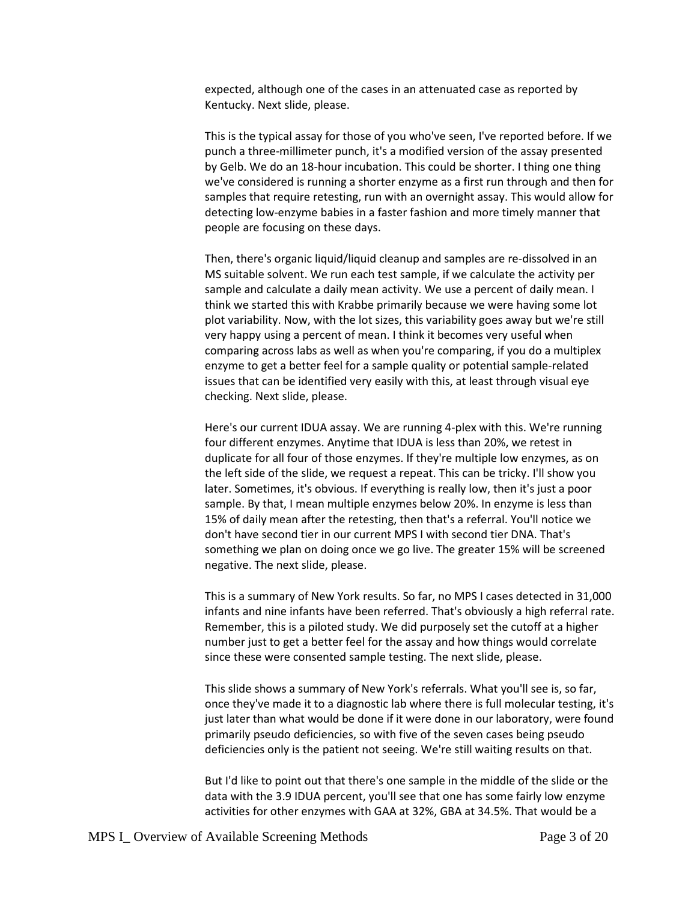expected, although one of the cases in an attenuated case as reported by Kentucky. Next slide, please.

This is the typical assay for those of you who've seen, I've reported before. If we punch a three-millimeter punch, it's a modified version of the assay presented by Gelb. We do an 18-hour incubation. This could be shorter. I thing one thing we've considered is running a shorter enzyme as a first run through and then for samples that require retesting, run with an overnight assay. This would allow for detecting low-enzyme babies in a faster fashion and more timely manner that people are focusing on these days.

Then, there's organic liquid/liquid cleanup and samples are re-dissolved in an MS suitable solvent. We run each test sample, if we calculate the activity per sample and calculate a daily mean activity. We use a percent of daily mean. I think we started this with Krabbe primarily because we were having some lot plot variability. Now, with the lot sizes, this variability goes away but we're still very happy using a percent of mean. I think it becomes very useful when comparing across labs as well as when you're comparing, if you do a multiplex enzyme to get a better feel for a sample quality or potential sample-related issues that can be identified very easily with this, at least through visual eye checking. Next slide, please.

Here's our current IDUA assay. We are running 4-plex with this. We're running four different enzymes. Anytime that IDUA is less than 20%, we retest in duplicate for all four of those enzymes. If they're multiple low enzymes, as on the left side of the slide, we request a repeat. This can be tricky. I'll show you later. Sometimes, it's obvious. If everything is really low, then it's just a poor sample. By that, I mean multiple enzymes below 20%. In enzyme is less than 15% of daily mean after the retesting, then that's a referral. You'll notice we don't have second tier in our current MPS I with second tier DNA. That's something we plan on doing once we go live. The greater 15% will be screened negative. The next slide, please.

This is a summary of New York results. So far, no MPS I cases detected in 31,000 infants and nine infants have been referred. That's obviously a high referral rate. Remember, this is a piloted study. We did purposely set the cutoff at a higher number just to get a better feel for the assay and how things would correlate since these were consented sample testing. The next slide, please.

This slide shows a summary of New York's referrals. What you'll see is, so far, once they've made it to a diagnostic lab where there is full molecular testing, it's just later than what would be done if it were done in our laboratory, were found primarily pseudo deficiencies, so with five of the seven cases being pseudo deficiencies only is the patient not seeing. We're still waiting results on that.

But I'd like to point out that there's one sample in the middle of the slide or the data with the 3.9 IDUA percent, you'll see that one has some fairly low enzyme activities for other enzymes with GAA at 32%, GBA at 34.5%. That would be a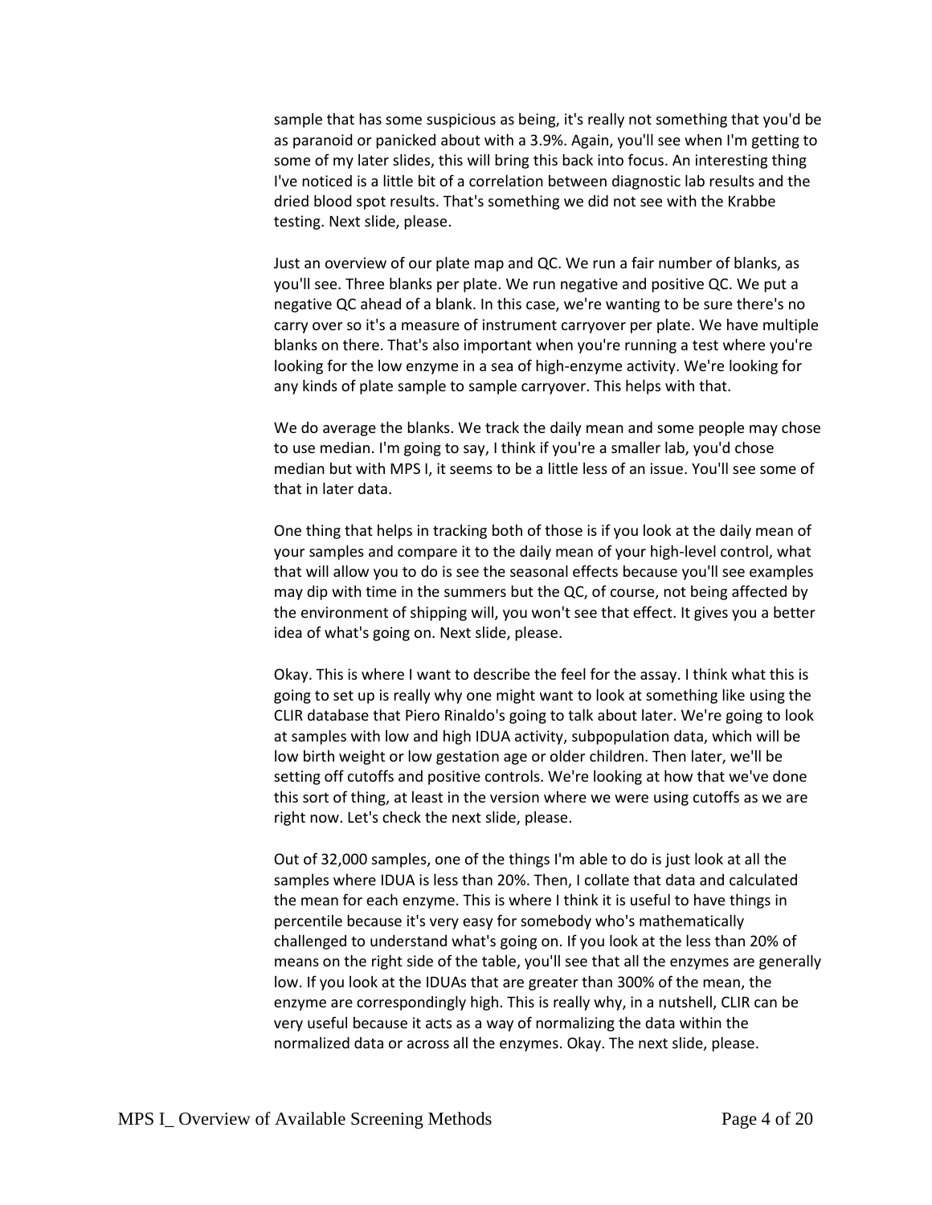sample that has some suspicious as being, it's really not something that you'd be as paranoid or panicked about with a 3.9%. Again, you'll see when I'm getting to some of my later slides, this will bring this back into focus. An interesting thing I've noticed is a little bit of a correlation between diagnostic lab results and the dried blood spot results. That's something we did not see with the Krabbe testing. Next slide, please.

Just an overview of our plate map and QC. We run a fair number of blanks, as you'll see. Three blanks per plate. We run negative and positive QC. We put a negative QC ahead of a blank. In this case, we're wanting to be sure there's no carry over so it's a measure of instrument carryover per plate. We have multiple blanks on there. That's also important when you're running a test where you're looking for the low enzyme in a sea of high-enzyme activity. We're looking for any kinds of plate sample to sample carryover. This helps with that.

We do average the blanks. We track the daily mean and some people may chose to use median. I'm going to say, I think if you're a smaller lab, you'd chose median but with MPS I, it seems to be a little less of an issue. You'll see some of that in later data.

One thing that helps in tracking both of those is if you look at the daily mean of your samples and compare it to the daily mean of your high-level control, what that will allow you to do is see the seasonal effects because you'll see examples may dip with time in the summers but the QC, of course, not being affected by the environment of shipping will, you won't see that effect. It gives you a better idea of what's going on. Next slide, please.

Okay. This is where I want to describe the feel for the assay. I think what this is going to set up is really why one might want to look at something like using the CLIR database that Piero Rinaldo's going to talk about later. We're going to look at samples with low and high IDUA activity, subpopulation data, which will be low birth weight or low gestation age or older children. Then later, we'll be setting off cutoffs and positive controls. We're looking at how that we've done this sort of thing, at least in the version where we were using cutoffs as we are right now. Let's check the next slide, please.

Out of 32,000 samples, one of the things I'm able to do is just look at all the samples where IDUA is less than 20%. Then, I collate that data and calculated the mean for each enzyme. This is where I think it is useful to have things in percentile because it's very easy for somebody who's mathematically challenged to understand what's going on. If you look at the less than 20% of means on the right side of the table, you'll see that all the enzymes are generally low. If you look at the IDUAs that are greater than 300% of the mean, the enzyme are correspondingly high. This is really why, in a nutshell, CLIR can be very useful because it acts as a way of normalizing the data within the normalized data or across all the enzymes. Okay. The next slide, please.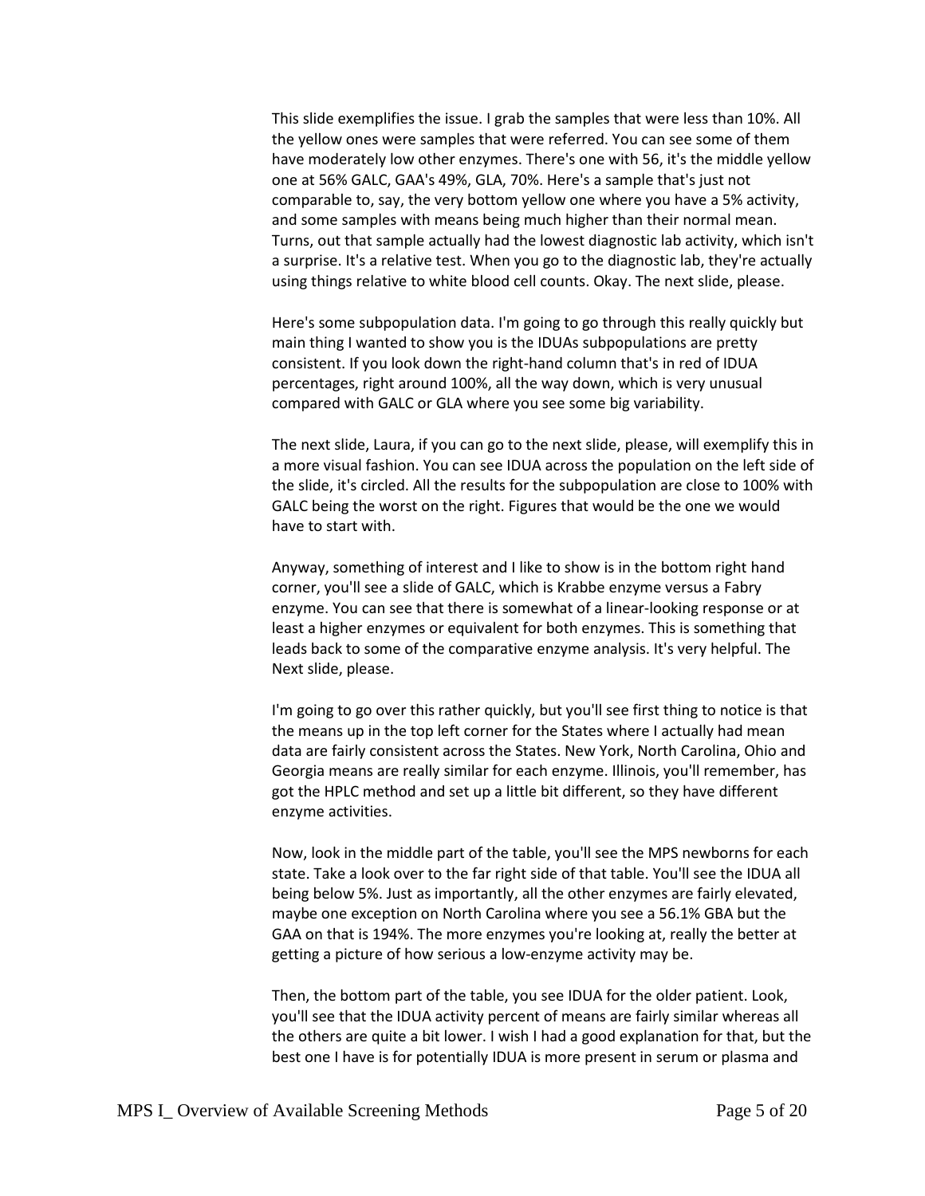This slide exemplifies the issue. I grab the samples that were less than 10%. All the yellow ones were samples that were referred. You can see some of them have moderately low other enzymes. There's one with 56, it's the middle yellow one at 56% GALC, GAA's 49%, GLA, 70%. Here's a sample that's just not comparable to, say, the very bottom yellow one where you have a 5% activity, and some samples with means being much higher than their normal mean. Turns, out that sample actually had the lowest diagnostic lab activity, which isn't a surprise. It's a relative test. When you go to the diagnostic lab, they're actually using things relative to white blood cell counts. Okay. The next slide, please.

Here's some subpopulation data. I'm going to go through this really quickly but main thing I wanted to show you is the IDUAs subpopulations are pretty consistent. If you look down the right-hand column that's in red of IDUA percentages, right around 100%, all the way down, which is very unusual compared with GALC or GLA where you see some big variability.

The next slide, Laura, if you can go to the next slide, please, will exemplify this in a more visual fashion. You can see IDUA across the population on the left side of the slide, it's circled. All the results for the subpopulation are close to 100% with GALC being the worst on the right. Figures that would be the one we would have to start with.

Anyway, something of interest and I like to show is in the bottom right hand corner, you'll see a slide of GALC, which is Krabbe enzyme versus a Fabry enzyme. You can see that there is somewhat of a linear-looking response or at least a higher enzymes or equivalent for both enzymes. This is something that leads back to some of the comparative enzyme analysis. It's very helpful. The Next slide, please.

I'm going to go over this rather quickly, but you'll see first thing to notice is that the means up in the top left corner for the States where I actually had mean data are fairly consistent across the States. New York, North Carolina, Ohio and Georgia means are really similar for each enzyme. Illinois, you'll remember, has got the HPLC method and set up a little bit different, so they have different enzyme activities.

Now, look in the middle part of the table, you'll see the MPS newborns for each state. Take a look over to the far right side of that table. You'll see the IDUA all being below 5%. Just as importantly, all the other enzymes are fairly elevated, maybe one exception on North Carolina where you see a 56.1% GBA but the GAA on that is 194%. The more enzymes you're looking at, really the better at getting a picture of how serious a low-enzyme activity may be.

Then, the bottom part of the table, you see IDUA for the older patient. Look, you'll see that the IDUA activity percent of means are fairly similar whereas all the others are quite a bit lower. I wish I had a good explanation for that, but the best one I have is for potentially IDUA is more present in serum or plasma and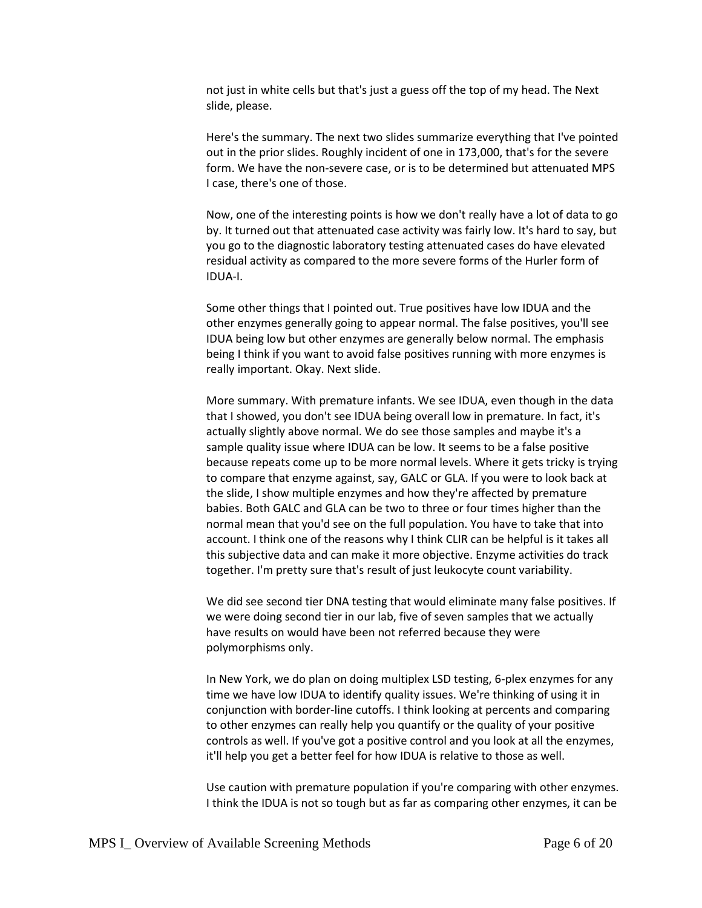not just in white cells but that's just a guess off the top of my head. The Next slide, please.

Here's the summary. The next two slides summarize everything that I've pointed out in the prior slides. Roughly incident of one in 173,000, that's for the severe form. We have the non-severe case, or is to be determined but attenuated MPS I case, there's one of those.

Now, one of the interesting points is how we don't really have a lot of data to go by. It turned out that attenuated case activity was fairly low. It's hard to say, but you go to the diagnostic laboratory testing attenuated cases do have elevated residual activity as compared to the more severe forms of the Hurler form of IDUA-I.

Some other things that I pointed out. True positives have low IDUA and the other enzymes generally going to appear normal. The false positives, you'll see IDUA being low but other enzymes are generally below normal. The emphasis being I think if you want to avoid false positives running with more enzymes is really important. Okay. Next slide.

More summary. With premature infants. We see IDUA, even though in the data that I showed, you don't see IDUA being overall low in premature. In fact, it's actually slightly above normal. We do see those samples and maybe it's a sample quality issue where IDUA can be low. It seems to be a false positive because repeats come up to be more normal levels. Where it gets tricky is trying to compare that enzyme against, say, GALC or GLA. If you were to look back at the slide, I show multiple enzymes and how they're affected by premature babies. Both GALC and GLA can be two to three or four times higher than the normal mean that you'd see on the full population. You have to take that into account. I think one of the reasons why I think CLIR can be helpful is it takes all this subjective data and can make it more objective. Enzyme activities do track together. I'm pretty sure that's result of just leukocyte count variability.

We did see second tier DNA testing that would eliminate many false positives. If we were doing second tier in our lab, five of seven samples that we actually have results on would have been not referred because they were polymorphisms only.

In New York, we do plan on doing multiplex LSD testing, 6-plex enzymes for any time we have low IDUA to identify quality issues. We're thinking of using it in conjunction with border-line cutoffs. I think looking at percents and comparing to other enzymes can really help you quantify or the quality of your positive controls as well. If you've got a positive control and you look at all the enzymes, it'll help you get a better feel for how IDUA is relative to those as well.

Use caution with premature population if you're comparing with other enzymes. I think the IDUA is not so tough but as far as comparing other enzymes, it can be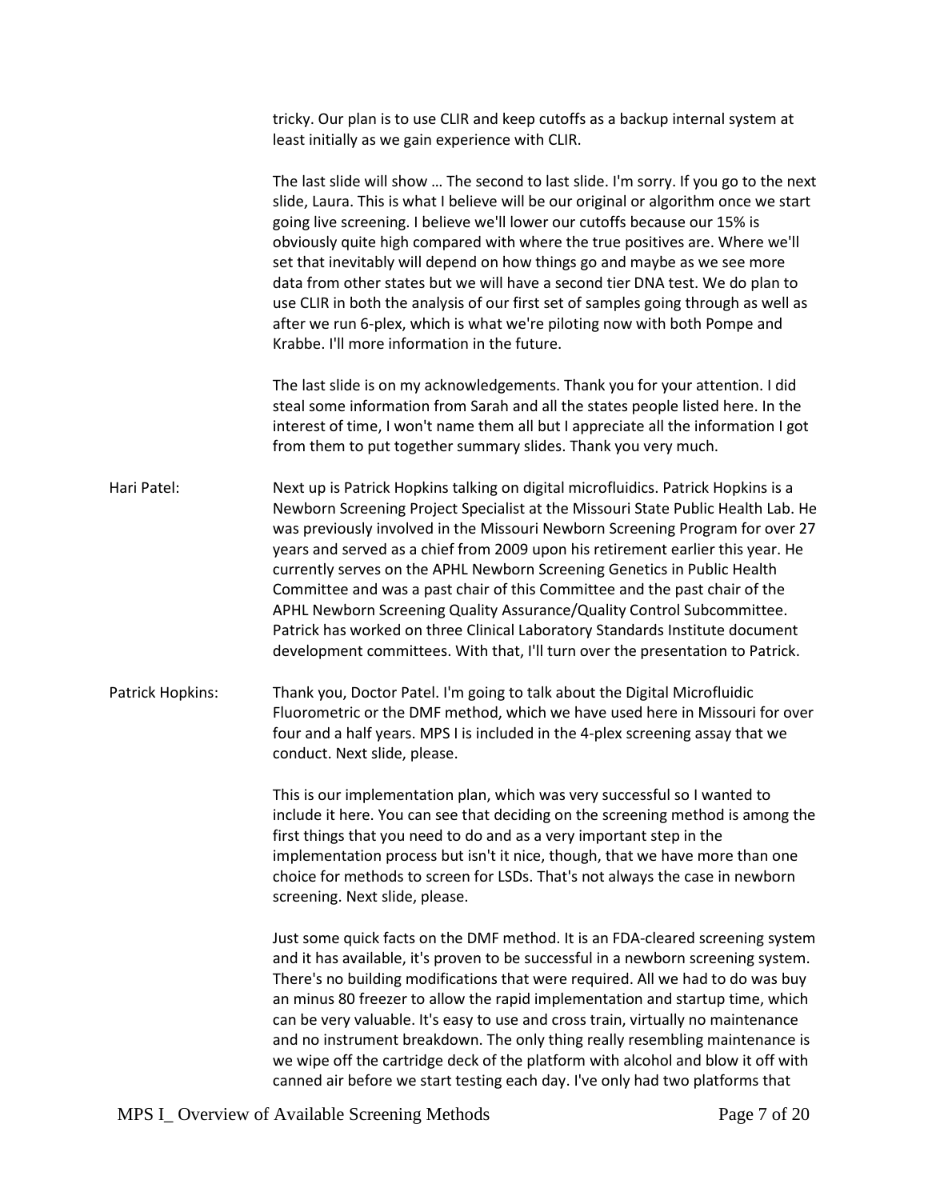tricky. Our plan is to use CLIR and keep cutoffs as a backup internal system at least initially as we gain experience with CLIR.

The last slide will show … The second to last slide. I'm sorry. If you go to the next slide, Laura. This is what I believe will be our original or algorithm once we start going live screening. I believe we'll lower our cutoffs because our 15% is obviously quite high compared with where the true positives are. Where we'll set that inevitably will depend on how things go and maybe as we see more data from other states but we will have a second tier DNA test. We do plan to use CLIR in both the analysis of our first set of samples going through as well as after we run 6-plex, which is what we're piloting now with both Pompe and Krabbe. I'll more information in the future.

The last slide is on my acknowledgements. Thank you for your attention. I did steal some information from Sarah and all the states people listed here. In the interest of time, I won't name them all but I appreciate all the information I got from them to put together summary slides. Thank you very much.

Hari Patel: Next up is Patrick Hopkins talking on digital microfluidics. Patrick Hopkins is a Newborn Screening Project Specialist at the Missouri State Public Health Lab. He was previously involved in the Missouri Newborn Screening Program for over 27 years and served as a chief from 2009 upon his retirement earlier this year. He currently serves on the APHL Newborn Screening Genetics in Public Health Committee and was a past chair of this Committee and the past chair of the APHL Newborn Screening Quality Assurance/Quality Control Subcommittee. Patrick has worked on three Clinical Laboratory Standards Institute document development committees. With that, I'll turn over the presentation to Patrick.

Patrick Hopkins: Thank you, Doctor Patel. I'm going to talk about the Digital Microfluidic Fluorometric or the DMF method, which we have used here in Missouri for over four and a half years. MPS I is included in the 4-plex screening assay that we conduct. Next slide, please.

This is our implementation plan, which was very successful so I wanted to include it here. You can see that deciding on the screening method is among the first things that you need to do and as a very important step in the implementation process but isn't it nice, though, that we have more than one choice for methods to screen for LSDs. That's not always the case in newborn screening. Next slide, please.

Just some quick facts on the DMF method. It is an FDA-cleared screening system and it has available, it's proven to be successful in a newborn screening system. There's no building modifications that were required. All we had to do was buy an minus 80 freezer to allow the rapid implementation and startup time, which can be very valuable. It's easy to use and cross train, virtually no maintenance and no instrument breakdown. The only thing really resembling maintenance is we wipe off the cartridge deck of the platform with alcohol and blow it off with canned air before we start testing each day. I've only had two platforms that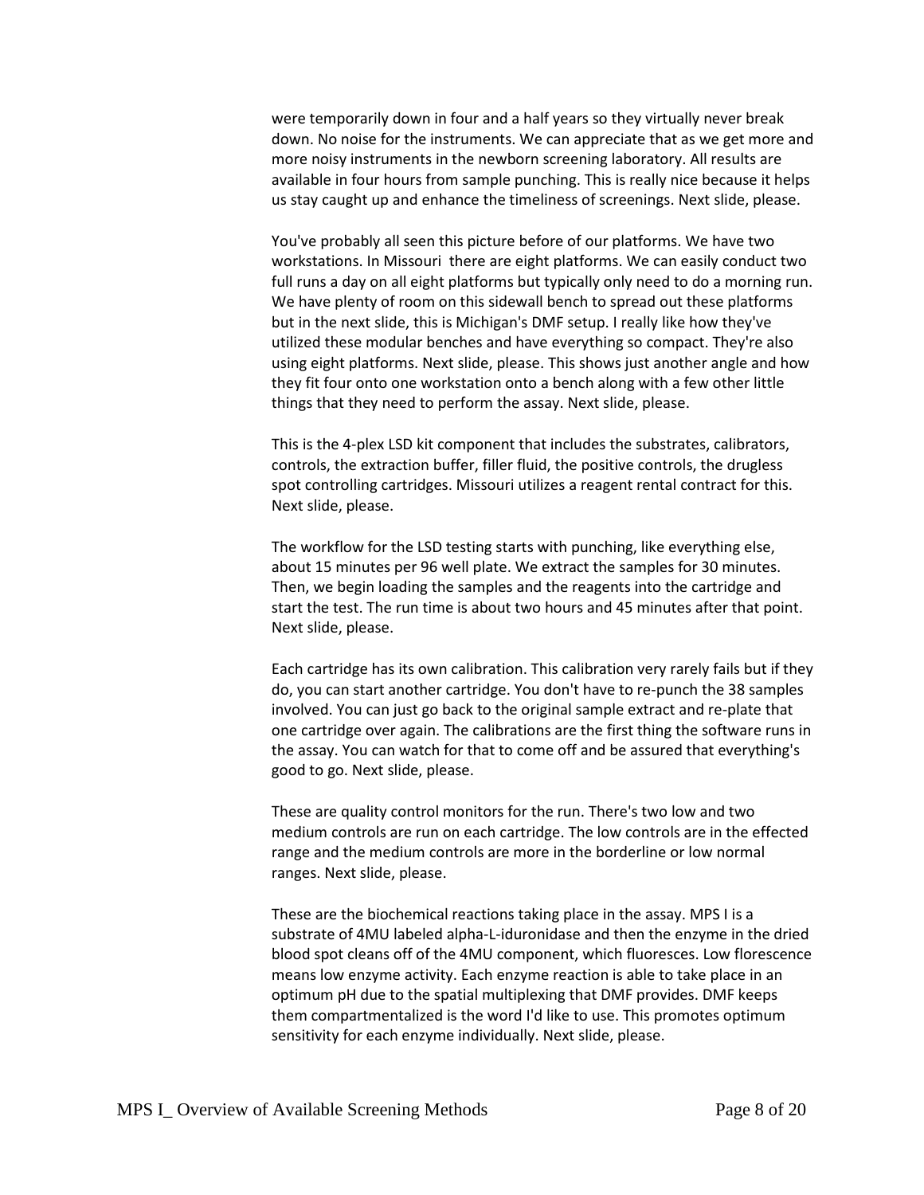were temporarily down in four and a half years so they virtually never break down. No noise for the instruments. We can appreciate that as we get more and more noisy instruments in the newborn screening laboratory. All results are available in four hours from sample punching. This is really nice because it helps us stay caught up and enhance the timeliness of screenings. Next slide, please.

You've probably all seen this picture before of our platforms. We have two workstations. In Missouri there are eight platforms. We can easily conduct two full runs a day on all eight platforms but typically only need to do a morning run. We have plenty of room on this sidewall bench to spread out these platforms but in the next slide, this is Michigan's DMF setup. I really like how they've utilized these modular benches and have everything so compact. They're also using eight platforms. Next slide, please. This shows just another angle and how they fit four onto one workstation onto a bench along with a few other little things that they need to perform the assay. Next slide, please.

This is the 4-plex LSD kit component that includes the substrates, calibrators, controls, the extraction buffer, filler fluid, the positive controls, the drugless spot controlling cartridges. Missouri utilizes a reagent rental contract for this. Next slide, please.

The workflow for the LSD testing starts with punching, like everything else, about 15 minutes per 96 well plate. We extract the samples for 30 minutes. Then, we begin loading the samples and the reagents into the cartridge and start the test. The run time is about two hours and 45 minutes after that point. Next slide, please.

Each cartridge has its own calibration. This calibration very rarely fails but if they do, you can start another cartridge. You don't have to re-punch the 38 samples involved. You can just go back to the original sample extract and re-plate that one cartridge over again. The calibrations are the first thing the software runs in the assay. You can watch for that to come off and be assured that everything's good to go. Next slide, please.

These are quality control monitors for the run. There's two low and two medium controls are run on each cartridge. The low controls are in the effected range and the medium controls are more in the borderline or low normal ranges. Next slide, please.

These are the biochemical reactions taking place in the assay. MPS I is a substrate of 4MU labeled alpha-L-iduronidase and then the enzyme in the dried blood spot cleans off of the 4MU component, which fluoresces. Low florescence means low enzyme activity. Each enzyme reaction is able to take place in an optimum pH due to the spatial multiplexing that DMF provides. DMF keeps them compartmentalized is the word I'd like to use. This promotes optimum sensitivity for each enzyme individually. Next slide, please.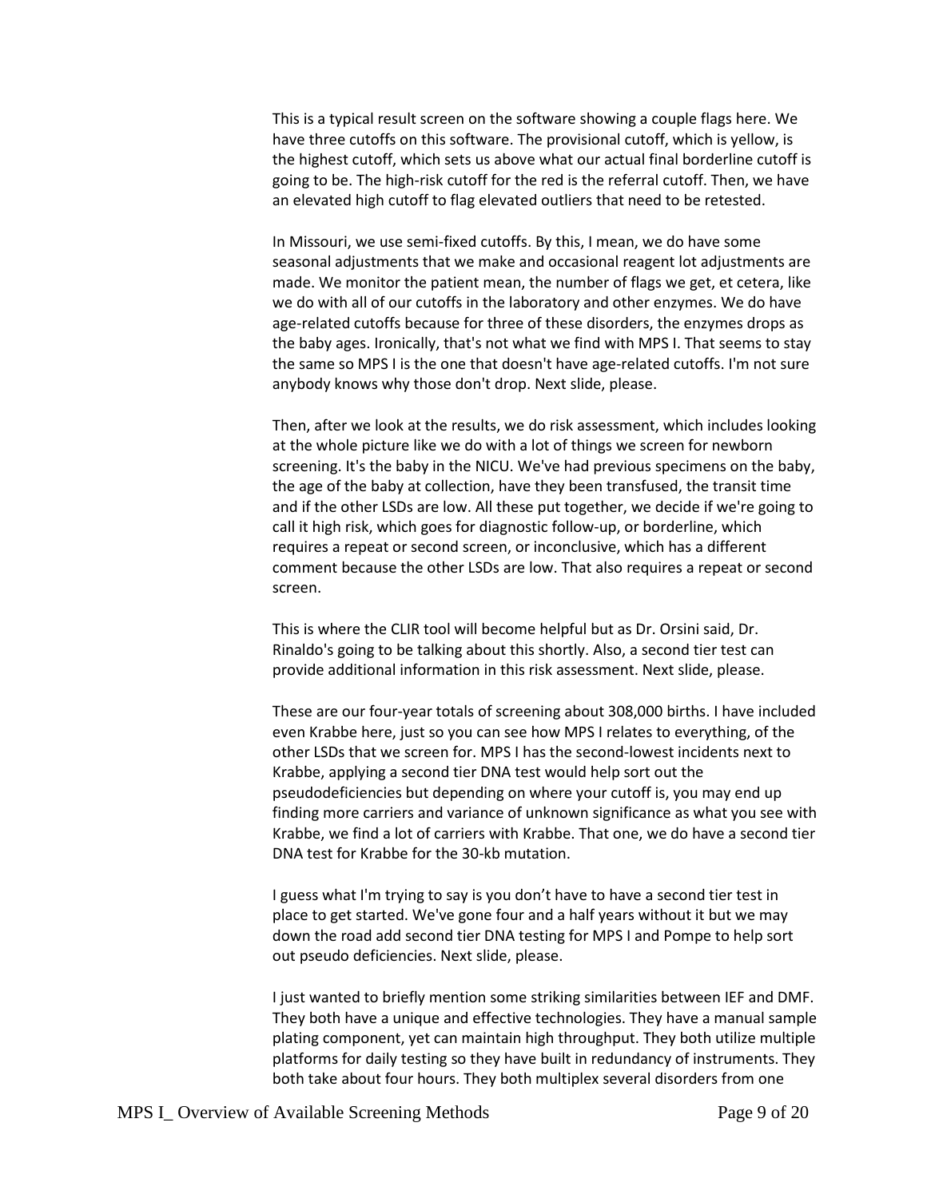This is a typical result screen on the software showing a couple flags here. We have three cutoffs on this software. The provisional cutoff, which is yellow, is the highest cutoff, which sets us above what our actual final borderline cutoff is going to be. The high-risk cutoff for the red is the referral cutoff. Then, we have an elevated high cutoff to flag elevated outliers that need to be retested.

In Missouri, we use semi-fixed cutoffs. By this, I mean, we do have some seasonal adjustments that we make and occasional reagent lot adjustments are made. We monitor the patient mean, the number of flags we get, et cetera, like we do with all of our cutoffs in the laboratory and other enzymes. We do have age-related cutoffs because for three of these disorders, the enzymes drops as the baby ages. Ironically, that's not what we find with MPS I. That seems to stay the same so MPS I is the one that doesn't have age-related cutoffs. I'm not sure anybody knows why those don't drop. Next slide, please.

Then, after we look at the results, we do risk assessment, which includes looking at the whole picture like we do with a lot of things we screen for newborn screening. It's the baby in the NICU. We've had previous specimens on the baby, the age of the baby at collection, have they been transfused, the transit time and if the other LSDs are low. All these put together, we decide if we're going to call it high risk, which goes for diagnostic follow-up, or borderline, which requires a repeat or second screen, or inconclusive, which has a different comment because the other LSDs are low. That also requires a repeat or second screen.

This is where the CLIR tool will become helpful but as Dr. Orsini said, Dr. Rinaldo's going to be talking about this shortly. Also, a second tier test can provide additional information in this risk assessment. Next slide, please.

These are our four-year totals of screening about 308,000 births. I have included even Krabbe here, just so you can see how MPS I relates to everything, of the other LSDs that we screen for. MPS I has the second-lowest incidents next to Krabbe, applying a second tier DNA test would help sort out the pseudodeficiencies but depending on where your cutoff is, you may end up finding more carriers and variance of unknown significance as what you see with Krabbe, we find a lot of carriers with Krabbe. That one, we do have a second tier DNA test for Krabbe for the 30-kb mutation.

I guess what I'm trying to say is you don't have to have a second tier test in place to get started. We've gone four and a half years without it but we may down the road add second tier DNA testing for MPS I and Pompe to help sort out pseudo deficiencies. Next slide, please.

I just wanted to briefly mention some striking similarities between IEF and DMF. They both have a unique and effective technologies. They have a manual sample plating component, yet can maintain high throughput. They both utilize multiple platforms for daily testing so they have built in redundancy of instruments. They both take about four hours. They both multiplex several disorders from one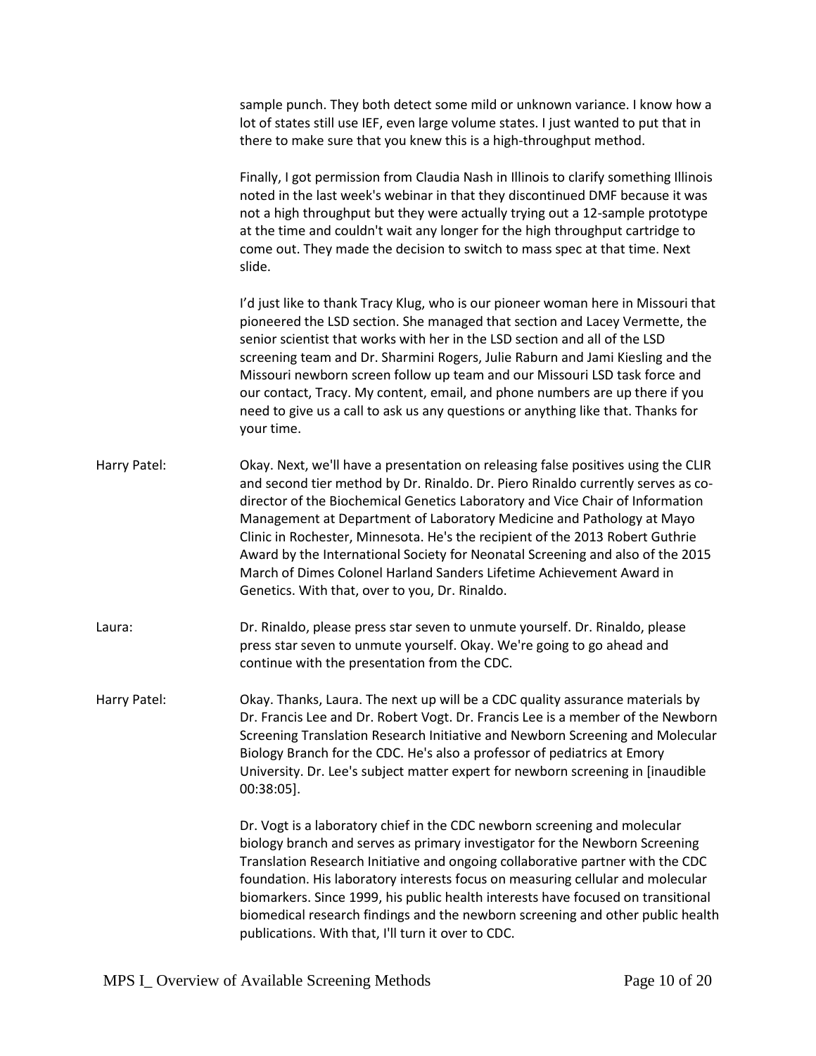sample punch. They both detect some mild or unknown variance. I know how a lot of states still use IEF, even large volume states. I just wanted to put that in there to make sure that you knew this is a high-throughput method.

Finally, I got permission from Claudia Nash in Illinois to clarify something Illinois noted in the last week's webinar in that they discontinued DMF because it was not a high throughput but they were actually trying out a 12-sample prototype at the time and couldn't wait any longer for the high throughput cartridge to come out. They made the decision to switch to mass spec at that time. Next slide.

I'd just like to thank Tracy Klug, who is our pioneer woman here in Missouri that pioneered the LSD section. She managed that section and Lacey Vermette, the senior scientist that works with her in the LSD section and all of the LSD screening team and Dr. Sharmini Rogers, Julie Raburn and Jami Kiesling and the Missouri newborn screen follow up team and our Missouri LSD task force and our contact, Tracy. My content, email, and phone numbers are up there if you need to give us a call to ask us any questions or anything like that. Thanks for your time.

Harry Patel: Okay. Next, we'll have a presentation on releasing false positives using the CLIR and second tier method by Dr. Rinaldo. Dr. Piero Rinaldo currently serves as co-director of the Biochemical Genetics Laboratory and Vice Chair of Information Management at Department of Laboratory Medicine and Pathology at Mayo Clinic in Rochester, Minnesota. He's the recipient of the 2013 Robert Guthrie Award by the International Society for Neonatal Screening and also of the 2015 March of Dimes Colonel Harland Sanders Lifetime Achievement Award in Genetics. With that, over to you, Dr. Rinaldo.

Laura: Dr. Rinaldo, please press star seven to unmute yourself. Dr. Rinaldo, please press star seven to unmute yourself. Okay. We're going to go ahead and continue with the presentation from the CDC.

Harry Patel: Okay. Thanks, Laura. The next up will be a CDC quality assurance materials by Dr. Francis Lee and Dr. Robert Vogt. Dr. Francis Lee is a member of the Newborn Screening Translation Research Initiative and Newborn Screening and Molecular Biology Branch for the CDC. He's also a professor of pediatrics at Emory University. Dr. Lee's subject matter expert for newborn screening in [inaudible 00:38:05].

Dr. Vogt is a laboratory chief in the CDC newborn screening and molecular biology branch and serves as primary investigator for the Newborn Screening Translation Research Initiative and ongoing collaborative partner with the CDC foundation. His laboratory interests focus on measuring cellular and molecular biomarkers. Since 1999, his public health interests have focused on transitional biomedical research findings and the newborn screening and other public health publications. With that, I'll turn it over to CDC.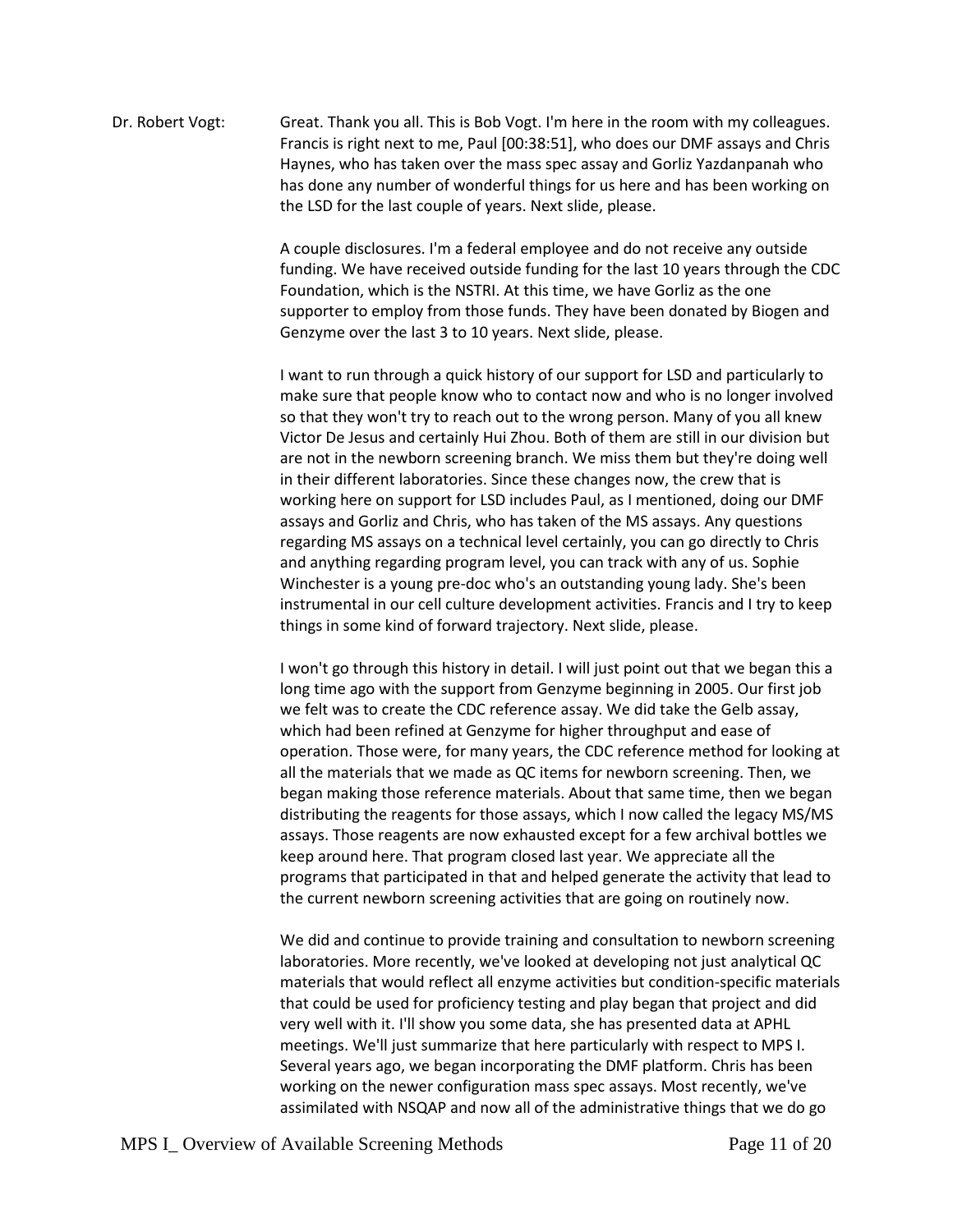Dr. Robert Vogt: Great. Thank you all. This is Bob Vogt. I'm here in the room with my colleagues. Francis is right next to me, Paul [00:38:51], who does our DMF assays and Chris Haynes, who has taken over the mass spec assay and Gorliz Yazdanpanah who has done any number of wonderful things for us here and has been working on the LSD for the last couple of years. Next slide, please.

A couple disclosures. I'm a federal employee and do not receive any outside funding. We have received outside funding for the last 10 years through the CDC Foundation, which is the NSTRI. At this time, we have Gorliz as the one supporter to employ from those funds. They have been donated by Biogen and Genzyme over the last 3 to 10 years. Next slide, please.

I want to run through a quick history of our support for LSD and particularly to make sure that people know who to contact now and who is no longer involved so that they won't try to reach out to the wrong person. Many of you all knew Victor De Jesus and certainly Hui Zhou. Both of them are still in our division but are not in the newborn screening branch. We miss them but they're doing well in their different laboratories. Since these changes now, the crew that is working here on support for LSD includes Paul, as I mentioned, doing our DMF assays and Gorliz and Chris, who has taken of the MS assays. Any questions regarding MS assays on a technical level certainly, you can go directly to Chris and anything regarding program level, you can track with any of us. Sophie Winchester is a young pre-doc who's an outstanding young lady. She's been instrumental in our cell culture development activities. Francis and I try to keep things in some kind of forward trajectory. Next slide, please.

I won't go through this history in detail. I will just point out that we began this a long time ago with the support from Genzyme beginning in 2005. Our first job we felt was to create the CDC reference assay. We did take the Gelb assay, which had been refined at Genzyme for higher throughput and ease of operation. Those were, for many years, the CDC reference method for looking at all the materials that we made as QC items for newborn screening. Then, we began making those reference materials. About that same time, then we began distributing the reagents for those assays, which I now called the legacy MS/MS assays. Those reagents are now exhausted except for a few archival bottles we keep around here. That program closed last year. We appreciate all the programs that participated in that and helped generate the activity that lead to the current newborn screening activities that are going on routinely now.

We did and continue to provide training and consultation to newborn screening laboratories. More recently, we've looked at developing not just analytical QC materials that would reflect all enzyme activities but condition-specific materials that could be used for proficiency testing and play began that project and did very well with it. I'll show you some data, she has presented data at APHL meetings. We'll just summarize that here particularly with respect to MPS I. Several years ago, we began incorporating the DMF platform. Chris has been working on the newer configuration mass spec assays. Most recently, we've assimilated with NSQAP and now all of the administrative things that we do go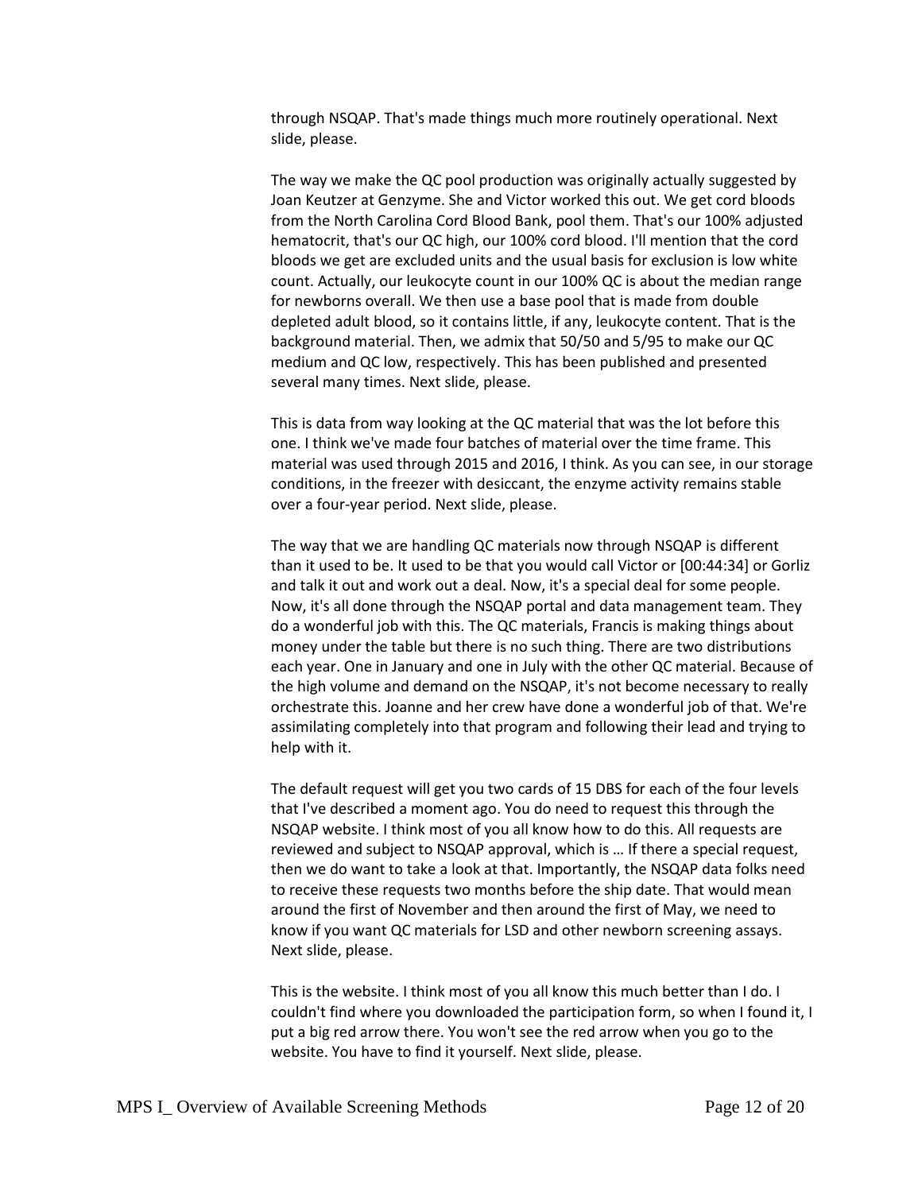through NSQAP. That's made things much more routinely operational. Next slide, please.

The way we make the QC pool production was originally actually suggested by Joan Keutzer at Genzyme. She and Victor worked this out. We get cord bloods from the North Carolina Cord Blood Bank, pool them. That's our 100% adjusted hematocrit, that's our QC high, our 100% cord blood. I'll mention that the cord bloods we get are excluded units and the usual basis for exclusion is low white count. Actually, our leukocyte count in our 100% QC is about the median range for newborns overall. We then use a base pool that is made from double depleted adult blood, so it contains little, if any, leukocyte content. That is the background material. Then, we admix that 50/50 and 5/95 to make our QC medium and QC low, respectively. This has been published and presented several many times. Next slide, please.

This is data from way looking at the QC material that was the lot before this one. I think we've made four batches of material over the time frame. This material was used through 2015 and 2016, I think. As you can see, in our storage conditions, in the freezer with desiccant, the enzyme activity remains stable over a four-year period. Next slide, please.

The way that we are handling QC materials now through NSQAP is different than it used to be. It used to be that you would call Victor or [00:44:34] or Gorliz and talk it out and work out a deal. Now, it's a special deal for some people. Now, it's all done through the NSQAP portal and data management team. They do a wonderful job with this. The QC materials, Francis is making things about money under the table but there is no such thing. There are two distributions each year. One in January and one in July with the other QC material. Because of the high volume and demand on the NSQAP, it's not become necessary to really orchestrate this. Joanne and her crew have done a wonderful job of that. We're assimilating completely into that program and following their lead and trying to help with it.

The default request will get you two cards of 15 DBS for each of the four levels that I've described a moment ago. You do need to request this through the NSQAP website. I think most of you all know how to do this. All requests are reviewed and subject to NSQAP approval, which is … If there a special request, then we do want to take a look at that. Importantly, the NSQAP data folks need to receive these requests two months before the ship date. That would mean around the first of November and then around the first of May, we need to know if you want QC materials for LSD and other newborn screening assays. Next slide, please.

This is the website. I think most of you all know this much better than I do. I couldn't find where you downloaded the participation form, so when I found it, I put a big red arrow there. You won't see the red arrow when you go to the website. You have to find it yourself. Next slide, please.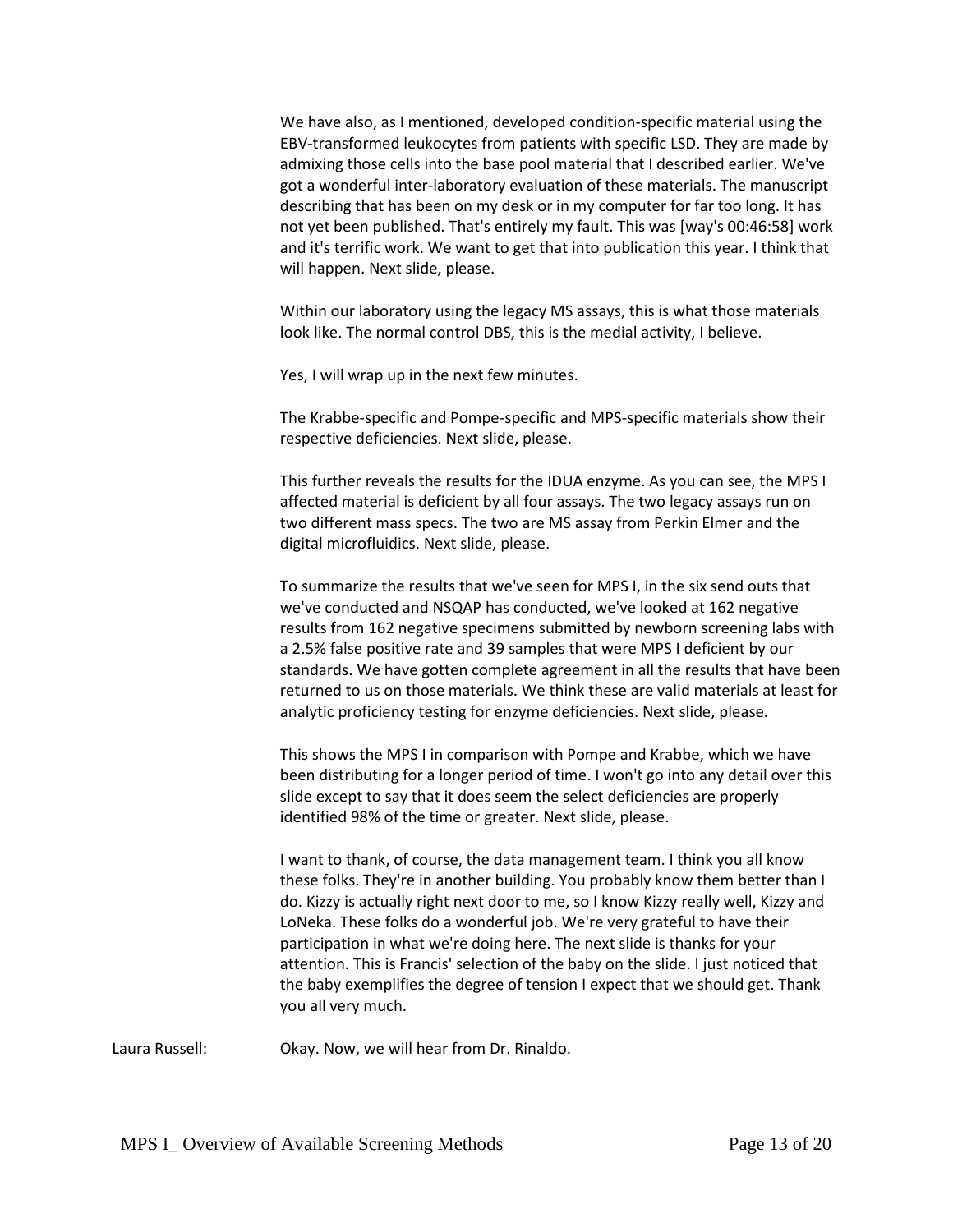We have also, as I mentioned, developed condition-specific material using the EBV-transformed leukocytes from patients with specific LSD. They are made by admixing those cells into the base pool material that I described earlier. We've got a wonderful inter-laboratory evaluation of these materials. The manuscript describing that has been on my desk or in my computer for far too long. It has not yet been published. That's entirely my fault. This was [way's 00:46:58] work and it's terrific work. We want to get that into publication this year. I think that will happen. Next slide, please.

Within our laboratory using the legacy MS assays, this is what those materials look like. The normal control DBS, this is the medial activity, I believe.

Yes, I will wrap up in the next few minutes.

The Krabbe-specific and Pompe-specific and MPS-specific materials show their respective deficiencies. Next slide, please.

This further reveals the results for the IDUA enzyme. As you can see, the MPS I affected material is deficient by all four assays. The two legacy assays run on two different mass specs. The two are MS assay from Perkin Elmer and the digital microfluidics. Next slide, please.

To summarize the results that we've seen for MPS I, in the six send outs that we've conducted and NSQAP has conducted, we've looked at 162 negative results from 162 negative specimens submitted by newborn screening labs with a 2.5% false positive rate and 39 samples that were MPS I deficient by our standards. We have gotten complete agreement in all the results that have been returned to us on those materials. We think these are valid materials at least for analytic proficiency testing for enzyme deficiencies. Next slide, please.

This shows the MPS I in comparison with Pompe and Krabbe, which we have been distributing for a longer period of time. I won't go into any detail over this slide except to say that it does seem the select deficiencies are properly identified 98% of the time or greater. Next slide, please.

I want to thank, of course, the data management team. I think you all know these folks. They're in another building. You probably know them better than I do. Kizzy is actually right next door to me, so I know Kizzy really well, Kizzy and LoNeka. These folks do a wonderful job. We're very grateful to have their participation in what we're doing here. The next slide is thanks for your attention. This is Francis' selection of the baby on the slide. I just noticed that the baby exemplifies the degree of tension I expect that we should get. Thank you all very much.

Laura Russell: Okay. Now, we will hear from Dr. Rinaldo.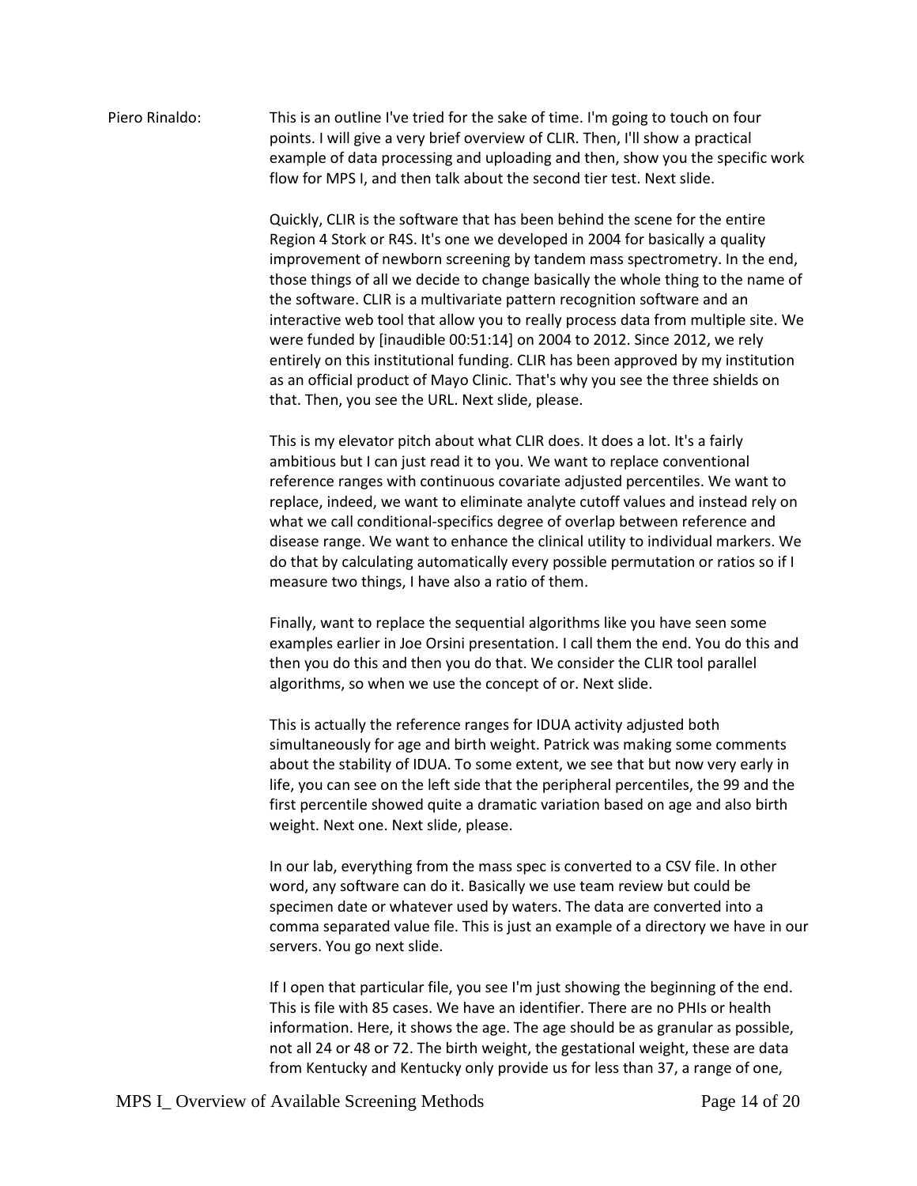Piero Rinaldo: This is an outline I've tried for the sake of time. I'm going to touch on four points. I will give a very brief overview of CLIR. Then, I'll show a practical example of data processing and uploading and then, show you the specific work flow for MPS I, and then talk about the second tier test. Next slide.

Quickly, CLIR is the software that has been behind the scene for the entire Region 4 Stork or R4S. It's one we developed in 2004 for basically a quality improvement of newborn screening by tandem mass spectrometry. In the end, those things of all we decide to change basically the whole thing to the name of the software. CLIR is a multivariate pattern recognition software and an interactive web tool that allow you to really process data from multiple site. We were funded by [inaudible 00:51:14] on 2004 to 2012. Since 2012, we rely entirely on this institutional funding. CLIR has been approved by my institution as an official product of Mayo Clinic. That's why you see the three shields on that. Then, you see the URL. Next slide, please.

This is my elevator pitch about what CLIR does. It does a lot. It's a fairly ambitious but I can just read it to you. We want to replace conventional reference ranges with continuous covariate adjusted percentiles. We want to replace, indeed, we want to eliminate analyte cutoff values and instead rely on what we call conditional-specifics degree of overlap between reference and disease range. We want to enhance the clinical utility to individual markers. We do that by calculating automatically every possible permutation or ratios so if I measure two things, I have also a ratio of them.

Finally, want to replace the sequential algorithms like you have seen some examples earlier in Joe Orsini presentation. I call them the end. You do this and then you do this and then you do that. We consider the CLIR tool parallel algorithms, so when we use the concept of or. Next slide.

This is actually the reference ranges for IDUA activity adjusted both simultaneously for age and birth weight. Patrick was making some comments about the stability of IDUA. To some extent, we see that but now very early in life, you can see on the left side that the peripheral percentiles, the 99 and the first percentile showed quite a dramatic variation based on age and also birth weight. Next one. Next slide, please.

In our lab, everything from the mass spec is converted to a CSV file. In other word, any software can do it. Basically we use team review but could be specimen date or whatever used by waters. The data are converted into a comma separated value file. This is just an example of a directory we have in our servers. You go next slide.

If I open that particular file, you see I'm just showing the beginning of the end. This is file with 85 cases. We have an identifier. There are no PHIs or health information. Here, it shows the age. The age should be as granular as possible, not all 24 or 48 or 72. The birth weight, the gestational weight, these are data from Kentucky and Kentucky only provide us for less than 37, a range of one,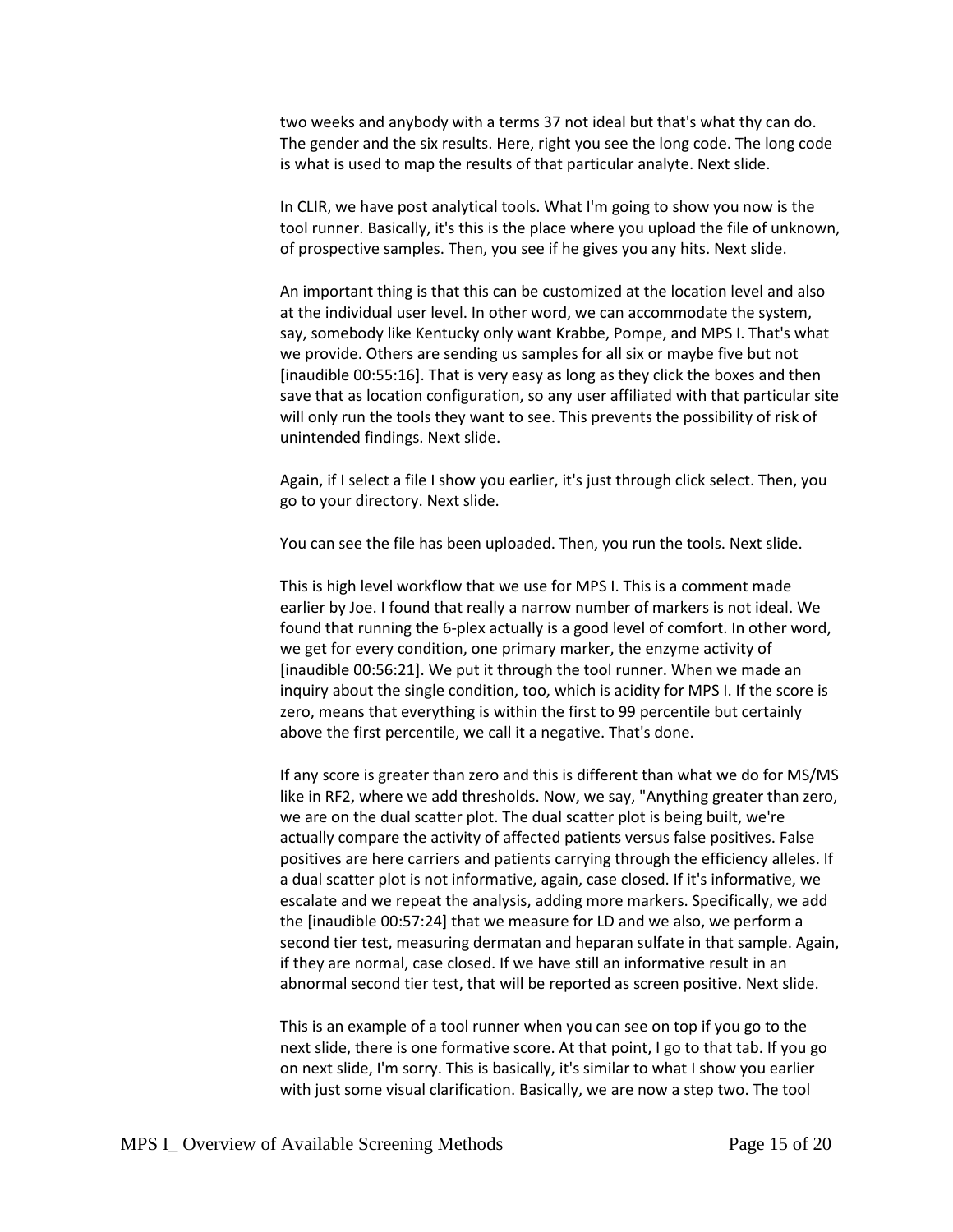two weeks and anybody with a terms 37 not ideal but that's what thy can do. The gender and the six results. Here, right you see the long code. The long code is what is used to map the results of that particular analyte. Next slide.

In CLIR, we have post analytical tools. What I'm going to show you now is the tool runner. Basically, it's this is the place where you upload the file of unknown, of prospective samples. Then, you see if he gives you any hits. Next slide.

An important thing is that this can be customized at the location level and also at the individual user level. In other word, we can accommodate the system, say, somebody like Kentucky only want Krabbe, Pompe, and MPS I. That's what we provide. Others are sending us samples for all six or maybe five but not [inaudible 00:55:16]. That is very easy as long as they click the boxes and then save that as location configuration, so any user affiliated with that particular site will only run the tools they want to see. This prevents the possibility of risk of unintended findings. Next slide.

Again, if I select a file I show you earlier, it's just through click select. Then, you go to your directory. Next slide.

You can see the file has been uploaded. Then, you run the tools. Next slide.

This is high level workflow that we use for MPS I. This is a comment made earlier by Joe. I found that really a narrow number of markers is not ideal. We found that running the 6-plex actually is a good level of comfort. In other word, we get for every condition, one primary marker, the enzyme activity of [inaudible 00:56:21]. We put it through the tool runner. When we made an inquiry about the single condition, too, which is acidity for MPS I. If the score is zero, means that everything is within the first to 99 percentile but certainly above the first percentile, we call it a negative. That's done.

If any score is greater than zero and this is different than what we do for MS/MS like in RF2, where we add thresholds. Now, we say, "Anything greater than zero, we are on the dual scatter plot. The dual scatter plot is being built, we're actually compare the activity of affected patients versus false positives. False positives are here carriers and patients carrying through the efficiency alleles. If a dual scatter plot is not informative, again, case closed. If it's informative, we escalate and we repeat the analysis, adding more markers. Specifically, we add the [inaudible 00:57:24] that we measure for LD and we also, we perform a second tier test, measuring dermatan and heparan sulfate in that sample. Again, if they are normal, case closed. If we have still an informative result in an abnormal second tier test, that will be reported as screen positive. Next slide.

This is an example of a tool runner when you can see on top if you go to the next slide, there is one formative score. At that point, I go to that tab. If you go on next slide, I'm sorry. This is basically, it's similar to what I show you earlier with just some visual clarification. Basically, we are now a step two. The tool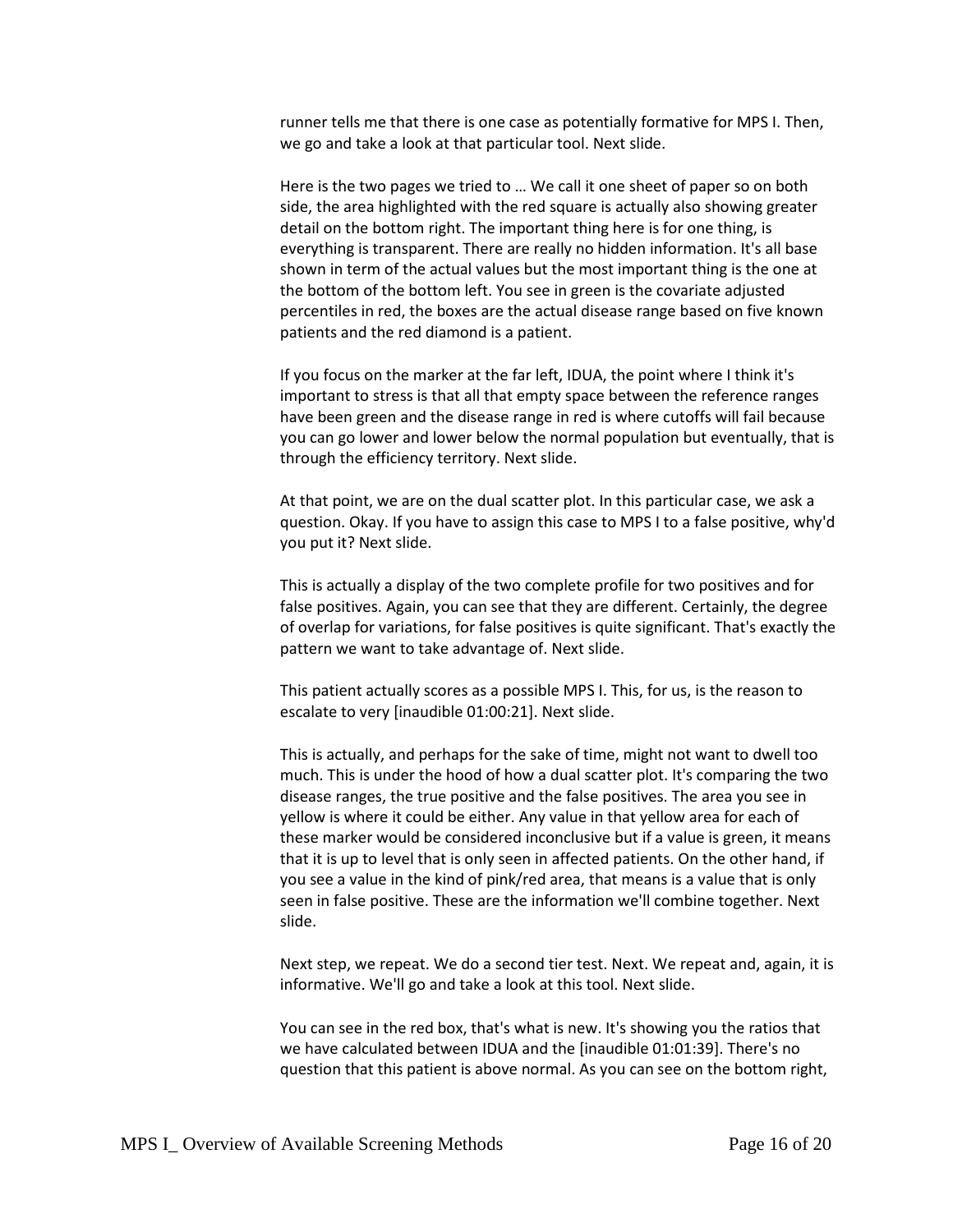runner tells me that there is one case as potentially formative for MPS I. Then, we go and take a look at that particular tool. Next slide.

Here is the two pages we tried to … We call it one sheet of paper so on both side, the area highlighted with the red square is actually also showing greater detail on the bottom right. The important thing here is for one thing, is everything is transparent. There are really no hidden information. It's all base shown in term of the actual values but the most important thing is the one at the bottom of the bottom left. You see in green is the covariate adjusted percentiles in red, the boxes are the actual disease range based on five known patients and the red diamond is a patient.

If you focus on the marker at the far left, IDUA, the point where I think it's important to stress is that all that empty space between the reference ranges have been green and the disease range in red is where cutoffs will fail because you can go lower and lower below the normal population but eventually, that is through the efficiency territory. Next slide.

At that point, we are on the dual scatter plot. In this particular case, we ask a question. Okay. If you have to assign this case to MPS I to a false positive, why'd you put it? Next slide.

This is actually a display of the two complete profile for two positives and for false positives. Again, you can see that they are different. Certainly, the degree of overlap for variations, for false positives is quite significant. That's exactly the pattern we want to take advantage of. Next slide.

This patient actually scores as a possible MPS I. This, for us, is the reason to escalate to very [inaudible 01:00:21]. Next slide.

This is actually, and perhaps for the sake of time, might not want to dwell too much. This is under the hood of how a dual scatter plot. It's comparing the two disease ranges, the true positive and the false positives. The area you see in yellow is where it could be either. Any value in that yellow area for each of these marker would be considered inconclusive but if a value is green, it means that it is up to level that is only seen in affected patients. On the other hand, if you see a value in the kind of pink/red area, that means is a value that is only seen in false positive. These are the information we'll combine together. Next slide.

Next step, we repeat. We do a second tier test. Next. We repeat and, again, it is informative. We'll go and take a look at this tool. Next slide.

You can see in the red box, that's what is new. It's showing you the ratios that we have calculated between IDUA and the [inaudible 01:01:39]. There's no question that this patient is above normal. As you can see on the bottom right,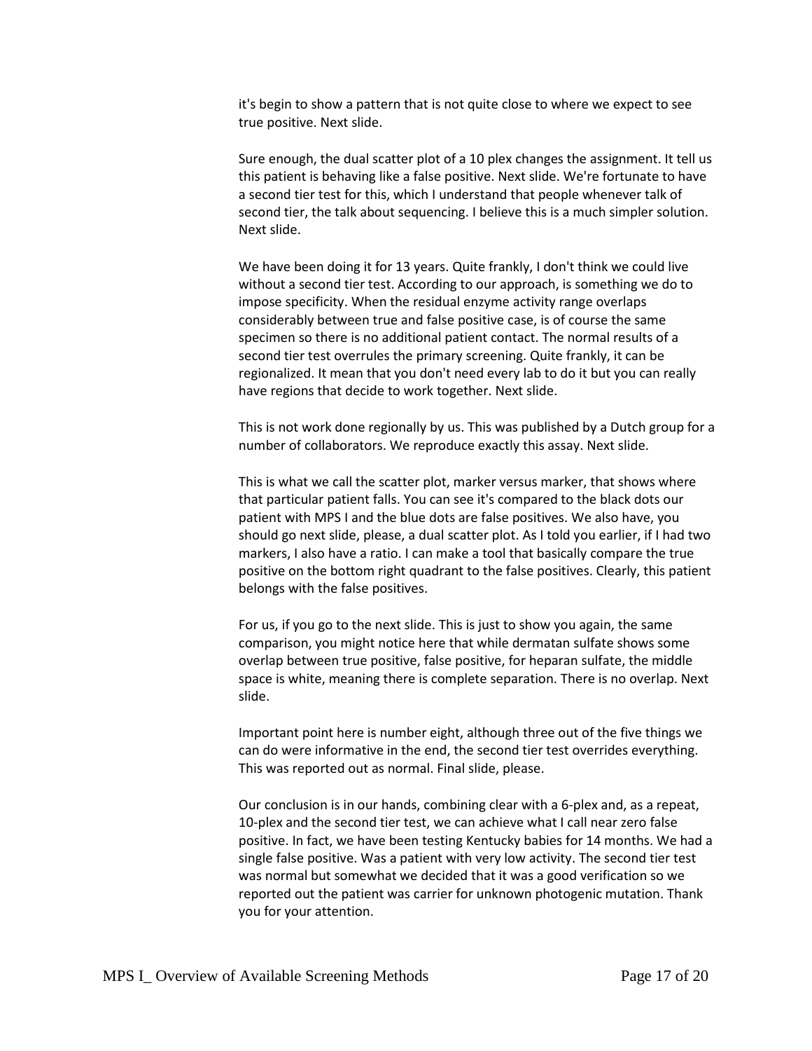it's begin to show a pattern that is not quite close to where we expect to see true positive. Next slide.

Sure enough, the dual scatter plot of a 10 plex changes the assignment. It tell us this patient is behaving like a false positive. Next slide. We're fortunate to have a second tier test for this, which I understand that people whenever talk of second tier, the talk about sequencing. I believe this is a much simpler solution. Next slide.

We have been doing it for 13 years. Quite frankly, I don't think we could live without a second tier test. According to our approach, is something we do to impose specificity. When the residual enzyme activity range overlaps considerably between true and false positive case, is of course the same specimen so there is no additional patient contact. The normal results of a second tier test overrules the primary screening. Quite frankly, it can be regionalized. It mean that you don't need every lab to do it but you can really have regions that decide to work together. Next slide.

This is not work done regionally by us. This was published by a Dutch group for a number of collaborators. We reproduce exactly this assay. Next slide.

This is what we call the scatter plot, marker versus marker, that shows where that particular patient falls. You can see it's compared to the black dots our patient with MPS I and the blue dots are false positives. We also have, you should go next slide, please, a dual scatter plot. As I told you earlier, if I had two markers, I also have a ratio. I can make a tool that basically compare the true positive on the bottom right quadrant to the false positives. Clearly, this patient belongs with the false positives.

For us, if you go to the next slide. This is just to show you again, the same comparison, you might notice here that while dermatan sulfate shows some overlap between true positive, false positive, for heparan sulfate, the middle space is white, meaning there is complete separation. There is no overlap. Next slide.

Important point here is number eight, although three out of the five things we can do were informative in the end, the second tier test overrides everything. This was reported out as normal. Final slide, please.

Our conclusion is in our hands, combining clear with a 6-plex and, as a repeat, 10-plex and the second tier test, we can achieve what I call near zero false positive. In fact, we have been testing Kentucky babies for 14 months. We had a single false positive. Was a patient with very low activity. The second tier test was normal but somewhat we decided that it was a good verification so we reported out the patient was carrier for unknown photogenic mutation. Thank you for your attention.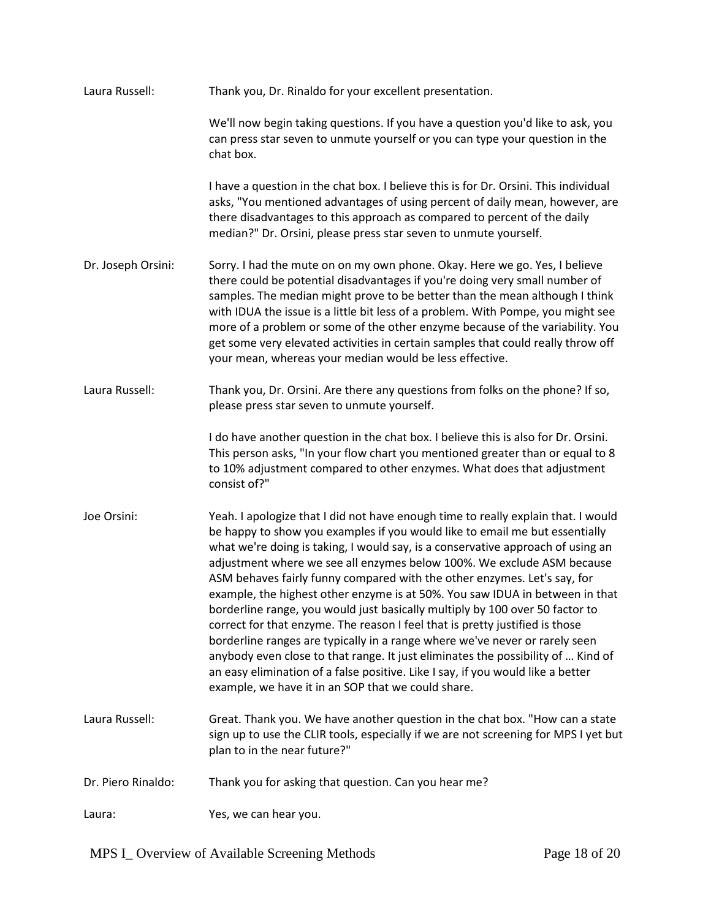Laura Russell: Thank you, Dr. Rinaldo for your excellent presentation.

We'll now begin taking questions. If you have a question you'd like to ask, you can press star seven to unmute yourself or you can type your question in the chat box.

I have a question in the chat box. I believe this is for Dr. Orsini. This individual asks, "You mentioned advantages of using percent of daily mean, however, are there disadvantages to this approach as compared to percent of the daily median?" Dr. Orsini, please press star seven to unmute yourself.

Dr. Joseph Orsini: Sorry. I had the mute on on my own phone. Okay. Here we go. Yes, I believe there could be potential disadvantages if you're doing very small number of samples. The median might prove to be better than the mean although I think with IDUA the issue is a little bit less of a problem. With Pompe, you might see more of a problem or some of the other enzyme because of the variability. You get some very elevated activities in certain samples that could really throw off your mean, whereas your median would be less effective.

Laura Russell: Thank you, Dr. Orsini. Are there any questions from folks on the phone? If so, please press star seven to unmute yourself.

I do have another question in the chat box. I believe this is also for Dr. Orsini. This person asks, "In your flow chart you mentioned greater than or equal to 8 to 10% adjustment compared to other enzymes. What does that adjustment consist of?"

Joe Orsini: Yeah. I apologize that I did not have enough time to really explain that. I would be happy to show you examples if you would like to email me but essentially what we're doing is taking, I would say, is a conservative approach of using an adjustment where we see all enzymes below 100%. We exclude ASM because ASM behaves fairly funny compared with the other enzymes. Let's say, for example, the highest other enzyme is at 50%. You saw IDUA in between in that borderline range, you would just basically multiply by 100 over 50 factor to correct for that enzyme. The reason I feel that is pretty justified is those borderline ranges are typically in a range where we've never or rarely seen anybody even close to that range. It just eliminates the possibility of … Kind of an easy elimination of a false positive. Like I say, if you would like a better example, we have it in an SOP that we could share.

Laura Russell: Great. Thank you. We have another question in the chat box. "How can a state sign up to use the CLIR tools, especially if we are not screening for MPS I yet but plan to in the near future?"

Dr. Piero Rinaldo: Thank you for asking that question. Can you hear me?

Laura: Yes, we can hear you.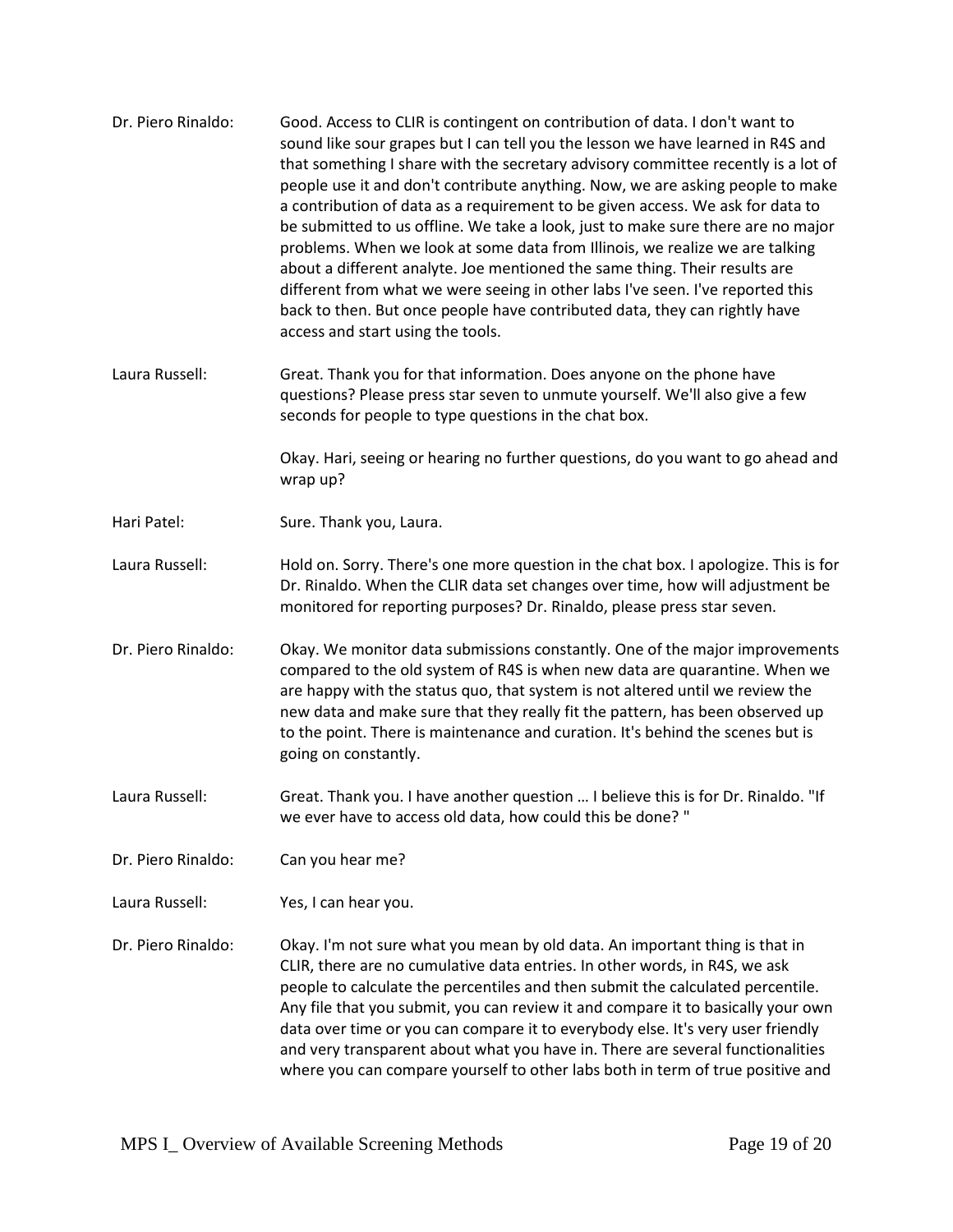Dr. Piero Rinaldo: Good. Access to CLIR is contingent on contribution of data. I don't want to sound like sour grapes but I can tell you the lesson we have learned in R4S and that something I share with the secretary advisory committee recently is a lot of people use it and don't contribute anything. Now, we are asking people to make a contribution of data as a requirement to be given access. We ask for data to be submitted to us offline. We take a look, just to make sure there are no major problems. When we look at some data from Illinois, we realize we are talking about a different analyte. Joe mentioned the same thing. Their results are different from what we were seeing in other labs I've seen. I've reported this back to then. But once people have contributed data, they can rightly have access and start using the tools.

Laura Russell: Great. Thank you for that information. Does anyone on the phone have questions? Please press star seven to unmute yourself. We'll also give a few seconds for people to type questions in the chat box.

Okay. Hari, seeing or hearing no further questions, do you want to go ahead and wrap up?

Hari Patel: Sure. Thank you, Laura.

Laura Russell: Hold on. Sorry. There's one more question in the chat box. I apologize. This is for Dr. Rinaldo. When the CLIR data set changes over time, how will adjustment be monitored for reporting purposes? Dr. Rinaldo, please press star seven.

Dr. Piero Rinaldo: Okay. We monitor data submissions constantly. One of the major improvements compared to the old system of R4S is when new data are quarantine. When we are happy with the status quo, that system is not altered until we review the new data and make sure that they really fit the pattern, has been observed up to the point. There is maintenance and curation. It's behind the scenes but is going on constantly.

Laura Russell: Great. Thank you. I have another question … I believe this is for Dr. Rinaldo. "If we ever have to access old data, how could this be done? "

Dr. Piero Rinaldo: Can you hear me?

Laura Russell: Yes, I can hear you.

Dr. Piero Rinaldo: Okay. I'm not sure what you mean by old data. An important thing is that in CLIR, there are no cumulative data entries. In other words, in R4S, we ask people to calculate the percentiles and then submit the calculated percentile. Any file that you submit, you can review it and compare it to basically your own data over time or you can compare it to everybody else. It's very user friendly and very transparent about what you have in. There are several functionalities where you can compare yourself to other labs both in term of true positive and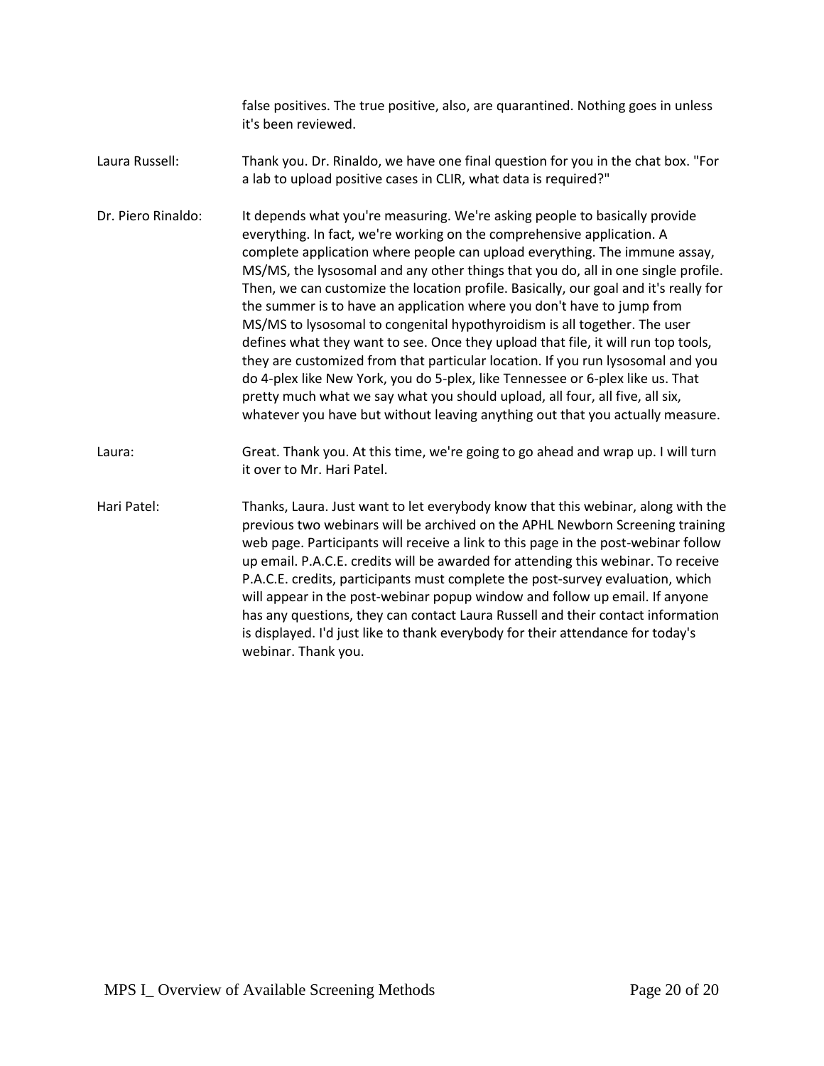false positives. The true positive, also, are quarantined. Nothing goes in unless it's been reviewed.

Laura Russell: Thank you. Dr. Rinaldo, we have one final question for you in the chat box. "For a lab to upload positive cases in CLIR, what data is required?"

Dr. Piero Rinaldo: It depends what you're measuring. We're asking people to basically provide everything. In fact, we're working on the comprehensive application. A complete application where people can upload everything. The immune assay, MS/MS, the lysosomal and any other things that you do, all in one single profile. Then, we can customize the location profile. Basically, our goal and it's really for the summer is to have an application where you don't have to jump from MS/MS to lysosomal to congenital hypothyroidism is all together. The user defines what they want to see. Once they upload that file, it will run top tools, they are customized from that particular location. If you run lysosomal and you do 4-plex like New York, you do 5-plex, like Tennessee or 6-plex like us. That pretty much what we say what you should upload, all four, all five, all six, whatever you have but without leaving anything out that you actually measure.

Laura: Great. Thank you. At this time, we're going to go ahead and wrap up. I will turn it over to Mr. Hari Patel.

Hari Patel: Thanks, Laura. Just want to let everybody know that this webinar, along with the previous two webinars will be archived on the APHL Newborn Screening training web page. Participants will receive a link to this page in the post-webinar follow up email. P.A.C.E. credits will be awarded for attending this webinar. To receive P.A.C.E. credits, participants must complete the post-survey evaluation, which will appear in the post-webinar popup window and follow up email. If anyone has any questions, they can contact Laura Russell and their contact information is displayed. I'd just like to thank everybody for their attendance for today's webinar. Thank you.